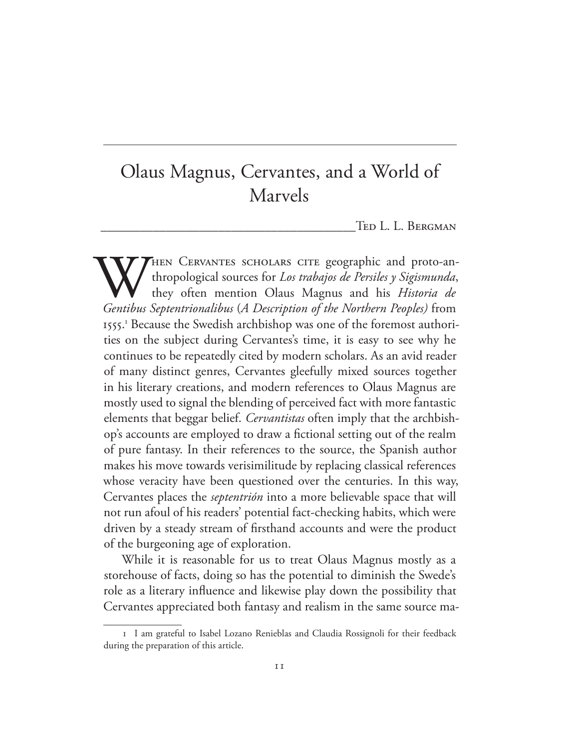# Olaus Magnus, Cervantes, and a World of Marvels

Ted L. L. Bergman

When Cervantes scholars cite geographic and proto-anthropological sources for *Los trabajos de Persiles y Sigismunda*, they often mention Olaus Magnus and his *Historia de Gentibus Septentrionalibus* (*A Description of the Northern Peoples)* from 1555.[1] Because the Swedish archbishop was one of the foremost authorities on the subject during Cervantes's time, it is easy to see why he continues to be repeatedly cited by modern scholars. As an avid reader of many distinct genres, Cervantes gleefully mixed sources together in his literary creations, and modern references to Olaus Magnus are mostly used to signal the blending of perceived fact with more fantastic elements that beggar belief. *Cervantistas* often imply that the archbishop's accounts are employed to draw a fictional setting out of the realm of pure fantasy. In their references to the source, the Spanish author makes his move towards verisimilitude by replacing classical references whose veracity have been questioned over the centuries. In this way, Cervantes places the *septentrión* into a more believable space that will not run afoul of his readers' potential fact-checking habits, which were driven by a steady stream of firsthand accounts and were the product of the burgeoning age of exploration.

While it is reasonable for us to treat Olaus Magnus mostly as a storehouse of facts, doing so has the potential to diminish the Swede's role as a literary influence and likewise play down the possibility that Cervantes appreciated both fantasy and realism in the same source ma-

1 I am grateful to Isabel Lozano Renieblas and Claudia Rossignoli for their feedback during the preparation of this article.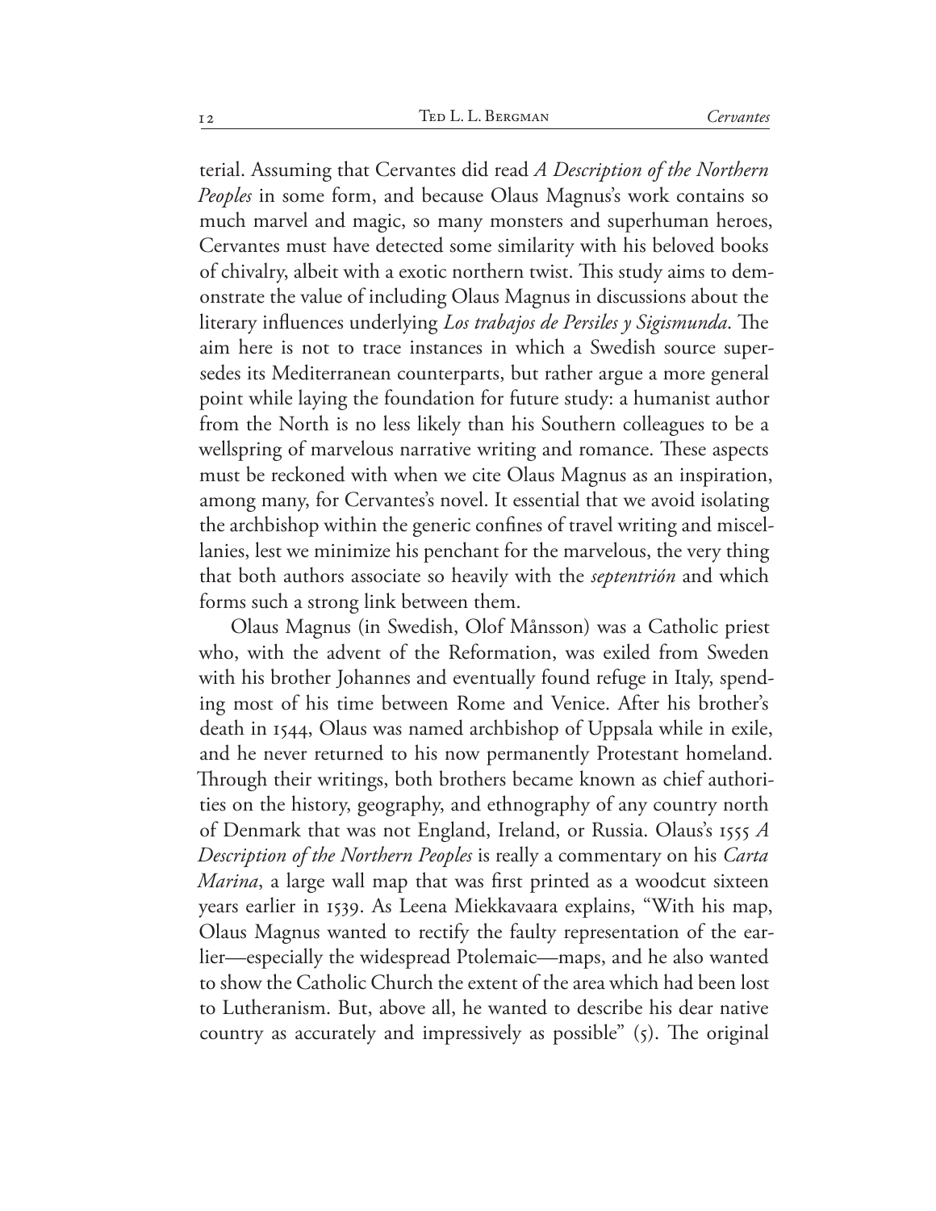terial. Assuming that Cervantes did read *A Description of the Northern Peoples* in some form, and because Olaus Magnus's work contains so much marvel and magic, so many monsters and superhuman heroes, Cervantes must have detected some similarity with his beloved books of chivalry, albeit with a exotic northern twist. This study aims to demonstrate the value of including Olaus Magnus in discussions about the literary influences underlying *Los trabajos de Persiles y Sigismunda*. The aim here is not to trace instances in which a Swedish source supersedes its Mediterranean counterparts, but rather argue a more general point while laying the foundation for future study: a humanist author from the North is no less likely than his Southern colleagues to be a wellspring of marvelous narrative writing and romance. These aspects must be reckoned with when we cite Olaus Magnus as an inspiration, among many, for Cervantes's novel. It essential that we avoid isolating the archbishop within the generic confines of travel writing and miscellanies, lest we minimize his penchant for the marvelous, the very thing that both authors associate so heavily with the *septentrión* and which forms such a strong link between them.

Olaus Magnus (in Swedish, Olof Månsson) was a Catholic priest who, with the advent of the Reformation, was exiled from Sweden with his brother Johannes and eventually found refuge in Italy, spending most of his time between Rome and Venice. After his brother's death in 1544, Olaus was named archbishop of Uppsala while in exile, and he never returned to his now permanently Protestant homeland. Through their writings, both brothers became known as chief authorities on the history, geography, and ethnography of any country north of Denmark that was not England, Ireland, or Russia. Olaus's 1555 *A Description of the Northern Peoples* is really a commentary on his *Carta Marina*, a large wall map that was first printed as a woodcut sixteen years earlier in 1539. As Leena Miekkavaara explains, "With his map, Olaus Magnus wanted to rectify the faulty representation of the earlier—especially the widespread Ptolemaic—maps, and he also wanted to show the Catholic Church the extent of the area which had been lost to Lutheranism. But, above all, he wanted to describe his dear native country as accurately and impressively as possible" (5). The original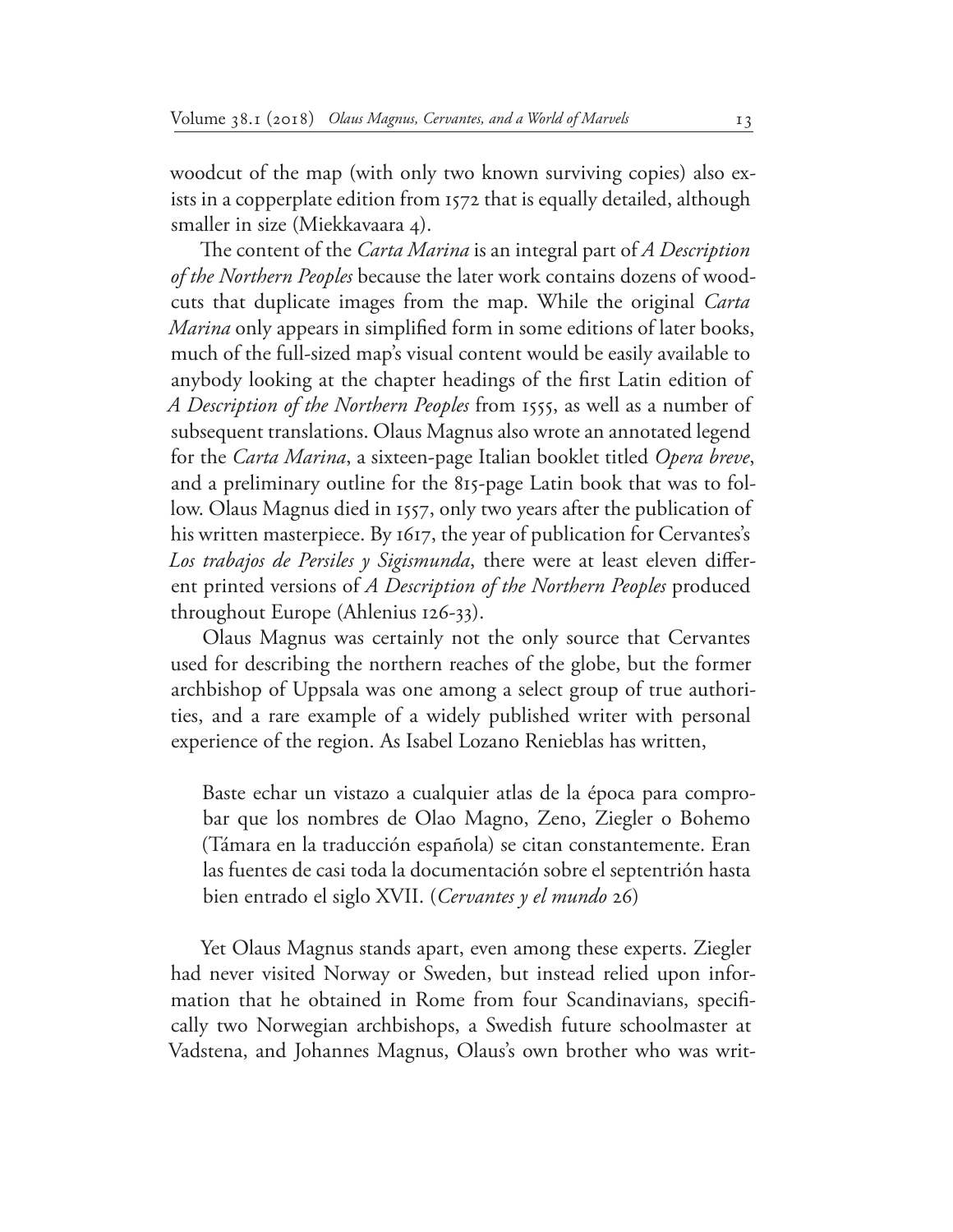woodcut of the map (with only two known surviving copies) also exists in a copperplate edition from 1572 that is equally detailed, although smaller in size (Miekkavaara 4).

The content of the *Carta Marina* is an integral part of *A Description of the Northern Peoples* because the later work contains dozens of woodcuts that duplicate images from the map. While the original *Carta Marina* only appears in simplified form in some editions of later books, much of the full-sized map's visual content would be easily available to anybody looking at the chapter headings of the first Latin edition of *A Description of the Northern Peoples* from 1555, as well as a number of subsequent translations. Olaus Magnus also wrote an annotated legend for the *Carta Marina*, a sixteen-page Italian booklet titled *Opera breve*, and a preliminary outline for the 815-page Latin book that was to follow. Olaus Magnus died in 1557, only two years after the publication of his written masterpiece. By 1617, the year of publication for Cervantes's *Los trabajos de Persiles y Sigismunda*, there were at least eleven different printed versions of *A Description of the Northern Peoples* produced throughout Europe (Ahlenius 126-33).

Olaus Magnus was certainly not the only source that Cervantes used for describing the northern reaches of the globe, but the former archbishop of Uppsala was one among a select group of true authorities, and a rare example of a widely published writer with personal experience of the region. As Isabel Lozano Renieblas has written,

> Baste echar un vistazo a cualquier atlas de la época para comprobar que los nombres de Olao Magno, Zeno, Ziegler o Bohemo (Támara en la traducción española) se citan constantemente. Eran las fuentes de casi toda la documentación sobre el septentrión hasta bien entrado el siglo XVII. (*Cervantes y el mundo* 26)

Yet Olaus Magnus stands apart, even among these experts. Ziegler had never visited Norway or Sweden, but instead relied upon information that he obtained in Rome from four Scandinavians, specifically two Norwegian archbishops, a Swedish future schoolmaster at Vadstena, and Johannes Magnus, Olaus's own brother who was writ-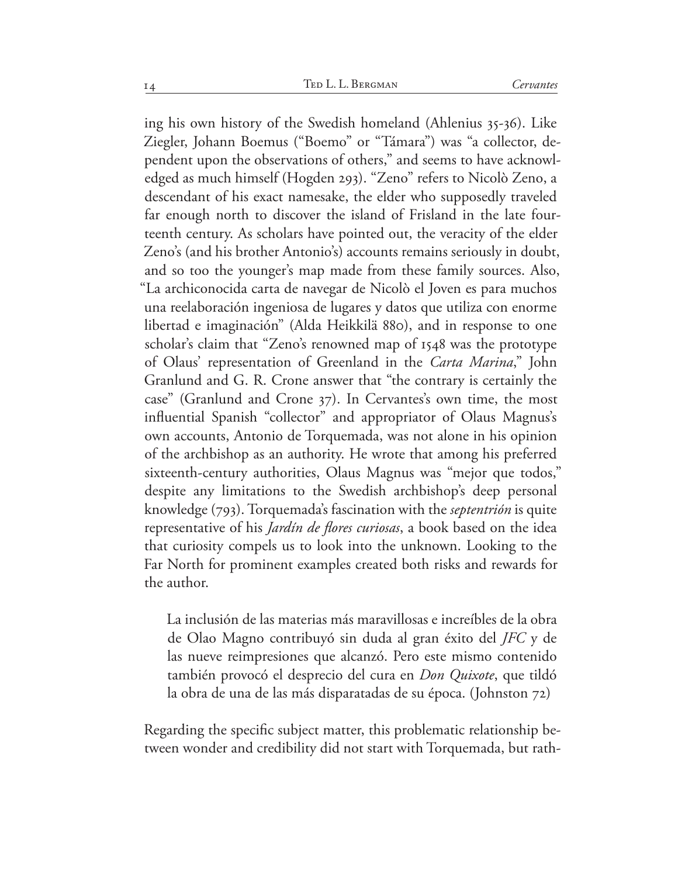ing his own history of the Swedish homeland (Ahlenius 35-36). Like Ziegler, Johann Boemus ("Boemo" or "Támara") was "a collector, dependent upon the observations of others," and seems to have acknowledged as much himself (Hogden 293). "Zeno" refers to Nicolò Zeno, a descendant of his exact namesake, the elder who supposedly traveled far enough north to discover the island of Frisland in the late fourteenth century. As scholars have pointed out, the veracity of the elder Zeno's (and his brother Antonio's) accounts remains seriously in doubt, and so too the younger's map made from these family sources. Also, "La archiconocida carta de navegar de Nicolò el Joven es para muchos una reelaboración ingeniosa de lugares y datos que utiliza con enorme libertad e imaginación" (Alda Heikkilä 880), and in response to one scholar's claim that "Zeno's renowned map of 1548 was the prototype of Olaus' representation of Greenland in the *Carta Marina*," John Granlund and G. R. Crone answer that "the contrary is certainly the case" (Granlund and Crone 37). In Cervantes's own time, the most influential Spanish "collector" and appropriator of Olaus Magnus's own accounts, Antonio de Torquemada, was not alone in his opinion of the archbishop as an authority. He wrote that among his preferred sixteenth-century authorities, Olaus Magnus was "mejor que todos," despite any limitations to the Swedish archbishop's deep personal knowledge (793). Torquemada's fascination with the *septentrión* is quite representative of his *Jardín de flores curiosas*, a book based on the idea that curiosity compels us to look into the unknown. Looking to the Far North for prominent examples created both risks and rewards for the author.

> La inclusión de las materias más maravillosas e increíbles de la obra de Olao Magno contribuyó sin duda al gran éxito del *JFC* y de las nueve reimpresiones que alcanzó. Pero este mismo contenido también provocó el desprecio del cura en *Don Quixote*, que tildó la obra de una de las más disparatadas de su época. (Johnston 72)

Regarding the specific subject matter, this problematic relationship between wonder and credibility did not start with Torquemada, but rath-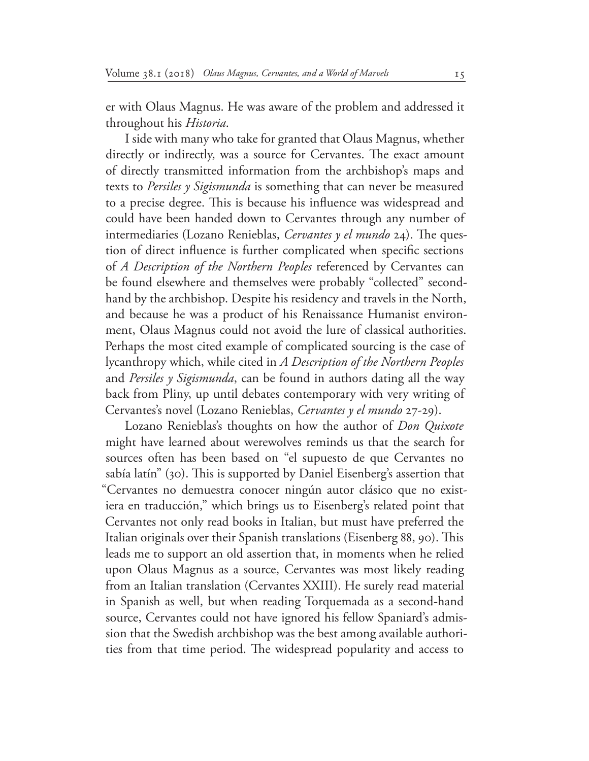er with Olaus Magnus. He was aware of the problem and addressed it throughout his *Historia*.

I side with many who take for granted that Olaus Magnus, whether directly or indirectly, was a source for Cervantes. The exact amount of directly transmitted information from the archbishop's maps and texts to *Persiles y Sigismunda* is something that can never be measured to a precise degree. This is because his influence was widespread and could have been handed down to Cervantes through any number of intermediaries (Lozano Renieblas, *Cervantes y el mundo* 24). The question of direct influence is further complicated when specific sections of *A Description of the Northern Peoples* referenced by Cervantes can be found elsewhere and themselves were probably "collected" secondhand by the archbishop. Despite his residency and travels in the North, and because he was a product of his Renaissance Humanist environment, Olaus Magnus could not avoid the lure of classical authorities. Perhaps the most cited example of complicated sourcing is the case of lycanthropy which, while cited in *A Description of the Northern Peoples* and *Persiles y Sigismunda*, can be found in authors dating all the way back from Pliny, up until debates contemporary with very writing of Cervantes's novel (Lozano Renieblas, *Cervantes y el mundo* 27-29).

Lozano Renieblas's thoughts on how the author of *Don Quixote* might have learned about werewolves reminds us that the search for sources often has been based on "el supuesto de que Cervantes no sabía latín" (30). This is supported by Daniel Eisenberg's assertion that "Cervantes no demuestra conocer ningún autor clásico que no existiera en traducción," which brings us to Eisenberg's related point that Cervantes not only read books in Italian, but must have preferred the Italian originals over their Spanish translations (Eisenberg 88, 90). This leads me to support an old assertion that, in moments when he relied upon Olaus Magnus as a source, Cervantes was most likely reading from an Italian translation (Cervantes XXIII). He surely read material in Spanish as well, but when reading Torquemada as a second-hand source, Cervantes could not have ignored his fellow Spaniard's admission that the Swedish archbishop was the best among available authorities from that time period. The widespread popularity and access to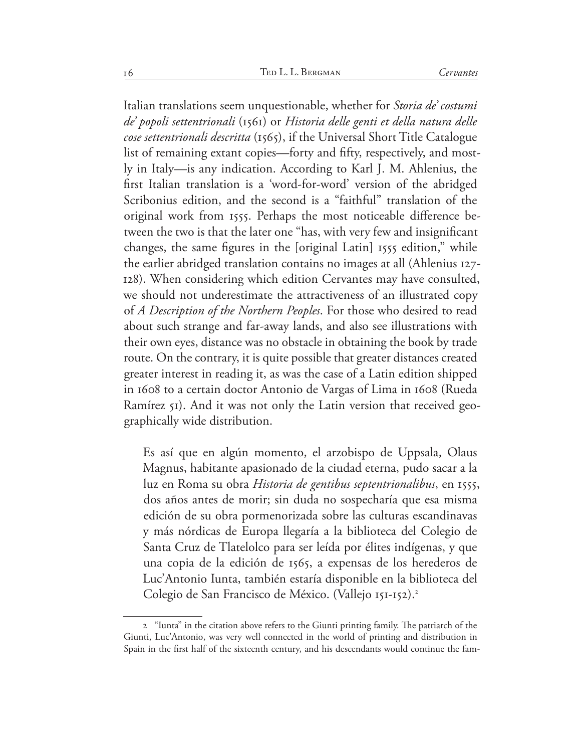Italian translations seem unquestionable, whether for *Storia de' costumi de' popoli settentrionali* (1561) or *Historia delle genti et della natura delle cose settentrionali descritta* (1565), if the Universal Short Title Catalogue list of remaining extant copies—forty and fifty, respectively, and mostly in Italy—is any indication. According to Karl J. M. Ahlenius, the first Italian translation is a 'word-for-word' version of the abridged Scribonius edition, and the second is a "faithful" translation of the original work from 1555. Perhaps the most noticeable difference between the two is that the later one "has, with very few and insignificant changes, the same figures in the [original Latin] 1555 edition," while the earlier abridged translation contains no images at all (Ahlenius 127-128). When considering which edition Cervantes may have consulted, we should not underestimate the attractiveness of an illustrated copy of *A Description of the Northern Peoples*. For those who desired to read about such strange and far-away lands, and also see illustrations with their own eyes, distance was no obstacle in obtaining the book by trade route. On the contrary, it is quite possible that greater distances created greater interest in reading it, as was the case of a Latin edition shipped in 1608 to a certain doctor Antonio de Vargas of Lima in 1608 (Rueda Ramírez 51). And it was not only the Latin version that received geographically wide distribution.

> Es así que en algún momento, el arzobispo de Uppsala, Olaus Magnus, habitante apasionado de la ciudad eterna, pudo sacar a la luz en Roma su obra *Historia de gentibus septentrionalibus*, en 1555, dos años antes de morir; sin duda no sospecharía que esa misma edición de su obra pormenorizada sobre las culturas escandinavas y más nórdicas de Europa llegaría a la biblioteca del Colegio de Santa Cruz de Tlatelolco para ser leída por élites indígenas, y que una copia de la edición de 1565, a expensas de los herederos de Luc'Antonio Iunta, también estaría disponible en la biblioteca del Colegio de San Francisco de México. (Vallejo 151-152).[2]

2 "Iunta" in the citation above refers to the Giunti printing family. The patriarch of the Giunti, Luc'Antonio, was very well connected in the world of printing and distribution in Spain in the first half of the sixteenth century, and his descendants would continue the fam-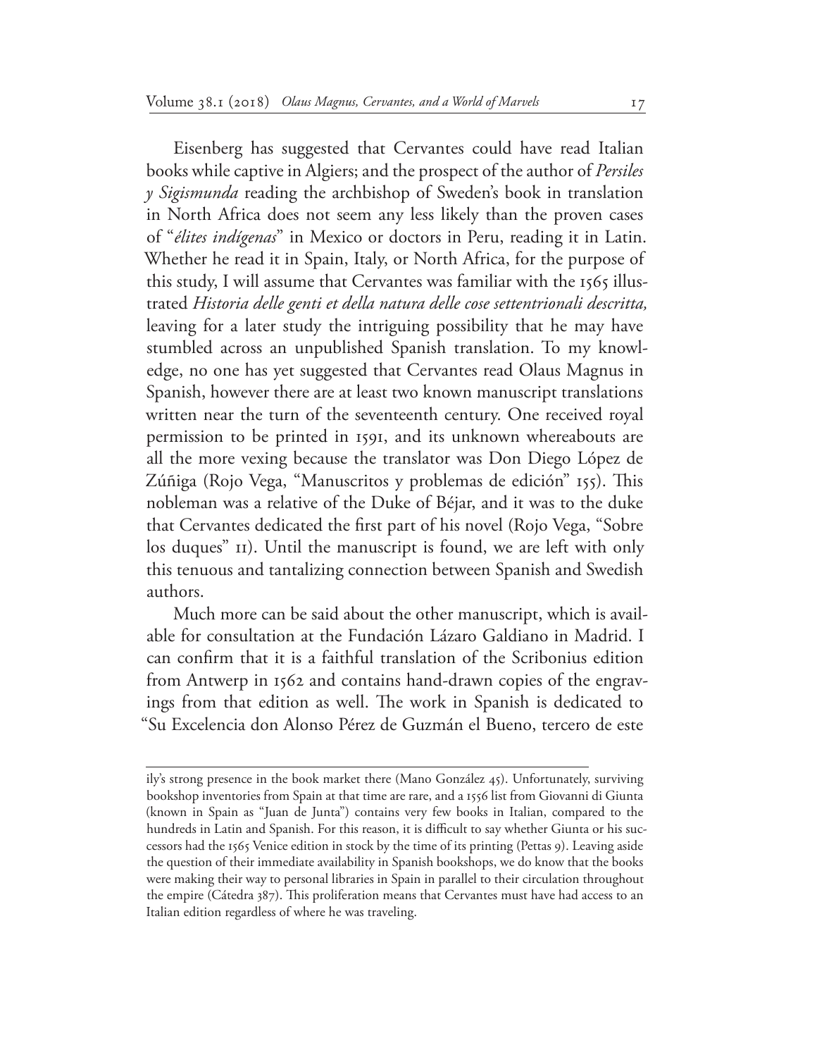Eisenberg has suggested that Cervantes could have read Italian books while captive in Algiers; and the prospect of the author of *Persiles y Sigismunda* reading the archbishop of Sweden's book in translation in North Africa does not seem any less likely than the proven cases of "*élites indígenas*" in Mexico or doctors in Peru, reading it in Latin. Whether he read it in Spain, Italy, or North Africa, for the purpose of this study, I will assume that Cervantes was familiar with the 1565 illustrated *Historia delle genti et della natura delle cose settentrionali descritta,* leaving for a later study the intriguing possibility that he may have stumbled across an unpublished Spanish translation. To my knowledge, no one has yet suggested that Cervantes read Olaus Magnus in Spanish, however there are at least two known manuscript translations written near the turn of the seventeenth century. One received royal permission to be printed in 1591, and its unknown whereabouts are all the more vexing because the translator was Don Diego López de Zúñiga (Rojo Vega, "Manuscritos y problemas de edición" 155). This nobleman was a relative of the Duke of Béjar, and it was to the duke that Cervantes dedicated the first part of his novel (Rojo Vega, "Sobre los duques" 11). Until the manuscript is found, we are left with only this tenuous and tantalizing connection between Spanish and Swedish authors.

Much more can be said about the other manuscript, which is available for consultation at the Fundación Lázaro Galdiano in Madrid. I can confirm that it is a faithful translation of the Scribonius edition from Antwerp in 1562 and contains hand-drawn copies of the engravings from that edition as well. The work in Spanish is dedicated to "Su Excelencia don Alonso Pérez de Guzmán el Bueno, tercero de este

---

ily's strong presence in the book market there (Mano González 45). Unfortunately, surviving bookshop inventories from Spain at that time are rare, and a 1556 list from Giovanni di Giunta (known in Spain as "Juan de Junta") contains very few books in Italian, compared to the hundreds in Latin and Spanish. For this reason, it is difficult to say whether Giunta or his successors had the 1565 Venice edition in stock by the time of its printing (Pettas 9). Leaving aside the question of their immediate availability in Spanish bookshops, we do know that the books were making their way to personal libraries in Spain in parallel to their circulation throughout the empire (Cátedra 387). This proliferation means that Cervantes must have had access to an Italian edition regardless of where he was traveling.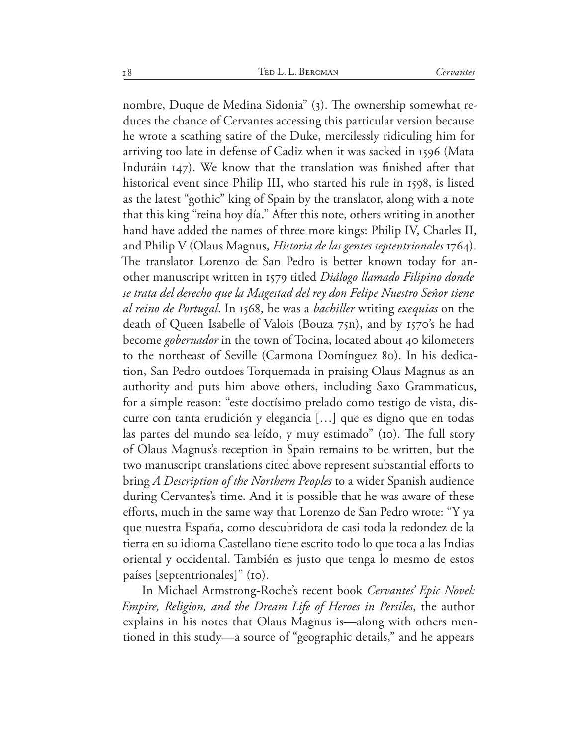nombre, Duque de Medina Sidonia" (3). The ownership somewhat reduces the chance of Cervantes accessing this particular version because he wrote a scathing satire of the Duke, mercilessly ridiculing him for arriving too late in defense of Cadiz when it was sacked in 1596 (Mata Induráin 147). We know that the translation was finished after that historical event since Philip III, who started his rule in 1598, is listed as the latest "gothic" king of Spain by the translator, along with a note that this king "reina hoy día." After this note, others writing in another hand have added the names of three more kings: Philip IV, Charles II, and Philip V (Olaus Magnus, *Historia de las gentes septentrionales* 1764). The translator Lorenzo de San Pedro is better known today for another manuscript written in 1579 titled *Diálogo llamado Filipino donde se trata del derecho que la Magestad del rey don Felipe Nuestro Señor tiene al reino de Portugal*. In 1568, he was a *bachiller* writing *exequias* on the death of Queen Isabelle of Valois (Bouza 75n), and by 1570's he had become *gobernador* in the town of Tocina, located about 40 kilometers to the northeast of Seville (Carmona Domínguez 80). In his dedication, San Pedro outdoes Torquemada in praising Olaus Magnus as an authority and puts him above others, including Saxo Grammaticus, for a simple reason: "este doctísimo prelado como testigo de vista, discurre con tanta erudición y elegancia […] que es digno que en todas las partes del mundo sea leído, y muy estimado" (10). The full story of Olaus Magnus's reception in Spain remains to be written, but the two manuscript translations cited above represent substantial efforts to bring *A Description of the Northern Peoples* to a wider Spanish audience during Cervantes's time. And it is possible that he was aware of these efforts, much in the same way that Lorenzo de San Pedro wrote: "Y ya que nuestra España, como descubridora de casi toda la redondez de la tierra en su idioma Castellano tiene escrito todo lo que toca a las Indias oriental y occidental. También es justo que tenga lo mesmo de estos países [septentrionales]" (10).

In Michael Armstrong-Roche's recent book *Cervantes' Epic Novel: Empire, Religion, and the Dream Life of Heroes in Persiles*, the author explains in his notes that Olaus Magnus is—along with others mentioned in this study—a source of "geographic details," and he appears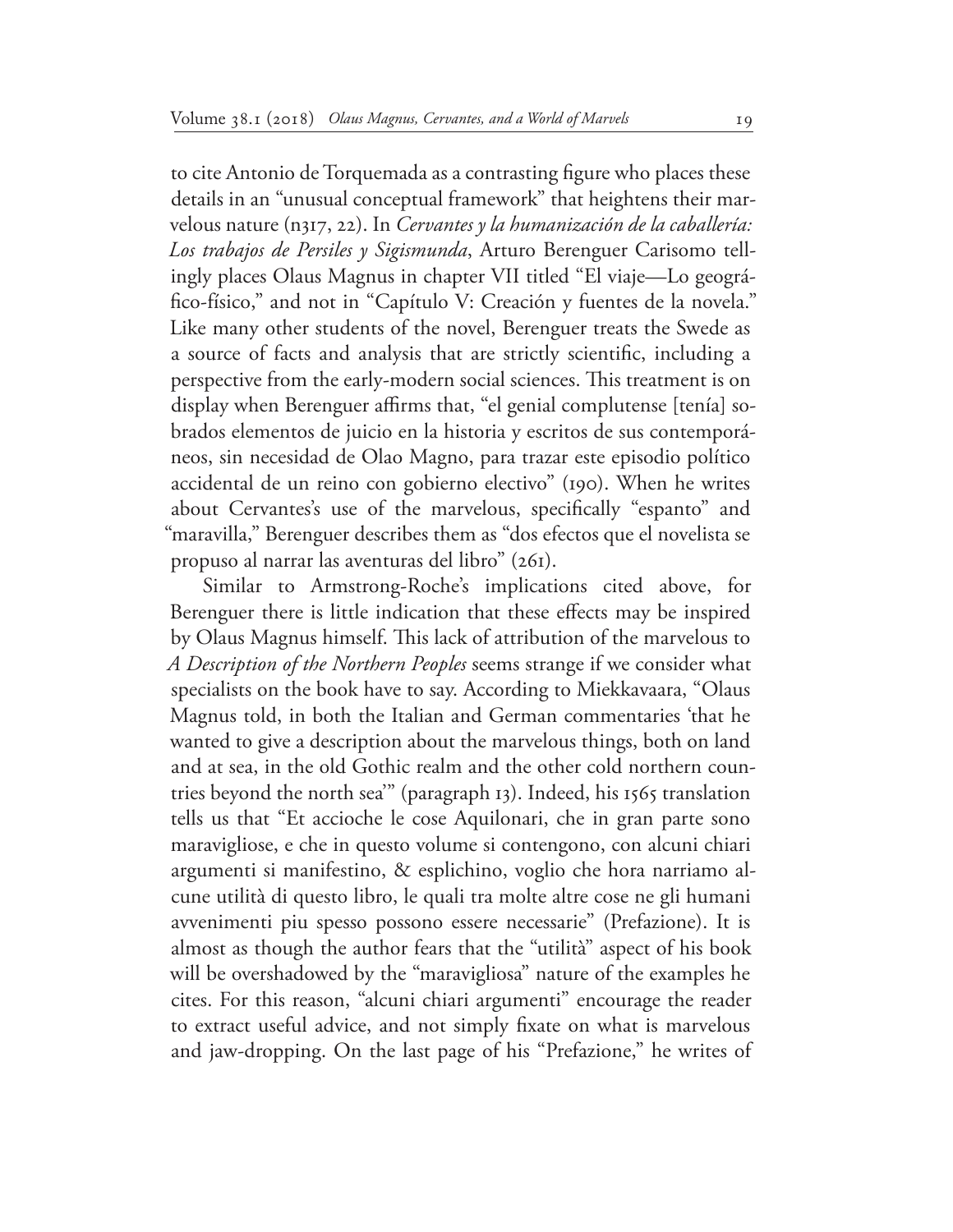to cite Antonio de Torquemada as a contrasting figure who places these details in an "unusual conceptual framework" that heightens their marvelous nature (n317, 22). In *Cervantes y la humanización de la caballería: Los trabajos de Persiles y Sigismunda*, Arturo Berenguer Carisomo tellingly places Olaus Magnus in chapter VII titled "El viaje—Lo geográfico-físico," and not in "Capítulo V: Creación y fuentes de la novela." Like many other students of the novel, Berenguer treats the Swede as a source of facts and analysis that are strictly scientific, including a perspective from the early-modern social sciences. This treatment is on display when Berenguer affirms that, "el genial complutense [tenía] sobrados elementos de juicio en la historia y escritos de sus contemporáneos, sin necesidad de Olao Magno, para trazar este episodio político accidental de un reino con gobierno electivo" (190). When he writes about Cervantes's use of the marvelous, specifically "espanto" and "maravilla," Berenguer describes them as "dos efectos que el novelista se propuso al narrar las aventuras del libro" (261).

Similar to Armstrong-Roche's implications cited above, for Berenguer there is little indication that these effects may be inspired by Olaus Magnus himself. This lack of attribution of the marvelous to *A Description of the Northern Peoples* seems strange if we consider what specialists on the book have to say. According to Miekkavaara, "Olaus Magnus told, in both the Italian and German commentaries 'that he wanted to give a description about the marvelous things, both on land and at sea, in the old Gothic realm and the other cold northern countries beyond the north sea'" (paragraph 13). Indeed, his 1565 translation tells us that "Et accioche le cose Aquilonari, che in gran parte sono maravigliose, e che in questo volume si contengono, con alcuni chiari argumenti si manifestino, & esplichino, voglio che hora narriamo alcune utilità di questo libro, le quali tra molte altre cose ne gli humani avvenimenti piu spesso possono essere necessarie" (Prefazione). It is almost as though the author fears that the "utilità" aspect of his book will be overshadowed by the "maravigliosa" nature of the examples he cites. For this reason, "alcuni chiari argumenti" encourage the reader to extract useful advice, and not simply fixate on what is marvelous and jaw-dropping. On the last page of his "Prefazione," he writes of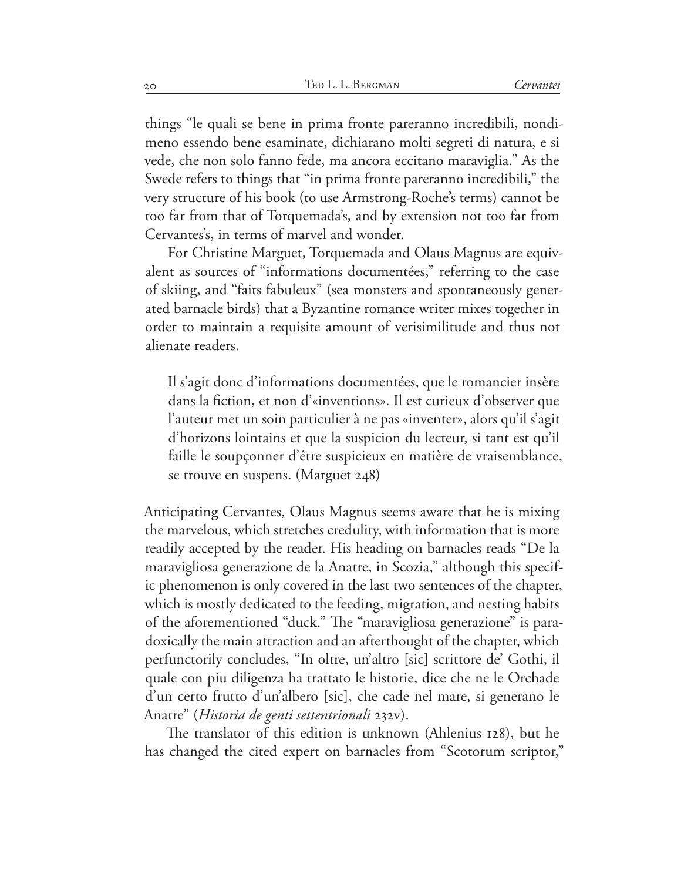things "le quali se bene in prima fronte pareranno incredibili, nondimeno essendo bene esaminate, dichiarano molti segreti di natura, e si vede, che non solo fanno fede, ma ancora eccitano maraviglia." As the Swede refers to things that "in prima fronte pareranno incredibili," the very structure of his book (to use Armstrong-Roche's terms) cannot be too far from that of Torquemada's, and by extension not too far from Cervantes's, in terms of marvel and wonder.

For Christine Marguet, Torquemada and Olaus Magnus are equivalent as sources of "informations documentées," referring to the case of skiing, and "faits fabuleux" (sea monsters and spontaneously generated barnacle birds) that a Byzantine romance writer mixes together in order to maintain a requisite amount of verisimilitude and thus not alienate readers.

> Il s'agit donc d'informations documentées, que le romancier insère dans la fiction, et non d'«inventions». Il est curieux d'observer que l'auteur met un soin particulier à ne pas «inventer», alors qu'il s'agit d'horizons lointains et que la suspicion du lecteur, si tant est qu'il faille le soupçonner d'être suspicieux en matière de vraisemblance, se trouve en suspens. (Marguet 248)

Anticipating Cervantes, Olaus Magnus seems aware that he is mixing the marvelous, which stretches credulity, with information that is more readily accepted by the reader. His heading on barnacles reads "De la maravigliosa generazione de la Anatre, in Scozia," although this specific phenomenon is only covered in the last two sentences of the chapter, which is mostly dedicated to the feeding, migration, and nesting habits of the aforementioned "duck." The "maravigliosa generazione" is paradoxically the main attraction and an afterthought of the chapter, which perfunctorily concludes, "In oltre, un'altro [sic] scrittore de' Gothi, il quale con piu diligenza ha trattato le historie, dice che ne le Orchade d'un certo frutto d'un'albero [sic], che cade nel mare, si generano le Anatre" (*Historia de genti settentrionali* 232v).

The translator of this edition is unknown (Ahlenius 128), but he has changed the cited expert on barnacles from "Scotorum scriptor,"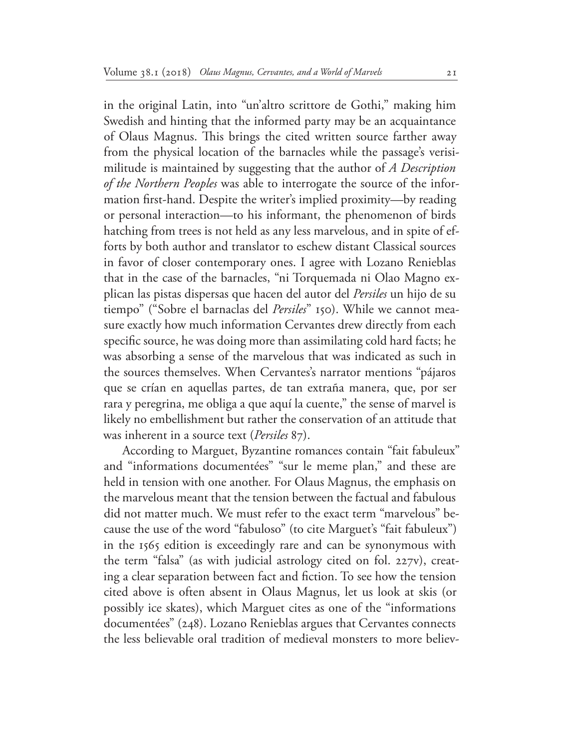in the original Latin, into "un'altro scrittore de Gothi," making him Swedish and hinting that the informed party may be an acquaintance of Olaus Magnus. This brings the cited written source farther away from the physical location of the barnacles while the passage's verisimilitude is maintained by suggesting that the author of *A Description of the Northern Peoples* was able to interrogate the source of the information first-hand. Despite the writer's implied proximity—by reading or personal interaction—to his informant, the phenomenon of birds hatching from trees is not held as any less marvelous, and in spite of efforts by both author and translator to eschew distant Classical sources in favor of closer contemporary ones. I agree with Lozano Renieblas that in the case of the barnacles, "ni Torquemada ni Olao Magno explican las pistas dispersas que hacen del autor del *Persiles* un hijo de su tiempo" ("Sobre el barnaclas del *Persiles*" 150). While we cannot measure exactly how much information Cervantes drew directly from each specific source, he was doing more than assimilating cold hard facts; he was absorbing a sense of the marvelous that was indicated as such in the sources themselves. When Cervantes's narrator mentions "pájaros que se crían en aquellas partes, de tan extraña manera, que, por ser rara y peregrina, me obliga a que aquí la cuente," the sense of marvel is likely no embellishment but rather the conservation of an attitude that was inherent in a source text (*Persiles* 87).

According to Marguet, Byzantine romances contain "fait fabuleux" and "informations documentées" "sur le meme plan," and these are held in tension with one another. For Olaus Magnus, the emphasis on the marvelous meant that the tension between the factual and fabulous did not matter much. We must refer to the exact term "marvelous" because the use of the word "fabuloso" (to cite Marguet's "fait fabuleux") in the 1565 edition is exceedingly rare and can be synonymous with the term "falsa" (as with judicial astrology cited on fol. 227v), creating a clear separation between fact and fiction. To see how the tension cited above is often absent in Olaus Magnus, let us look at skis (or possibly ice skates), which Marguet cites as one of the "informations documentées" (248). Lozano Renieblas argues that Cervantes connects the less believable oral tradition of medieval monsters to more believ-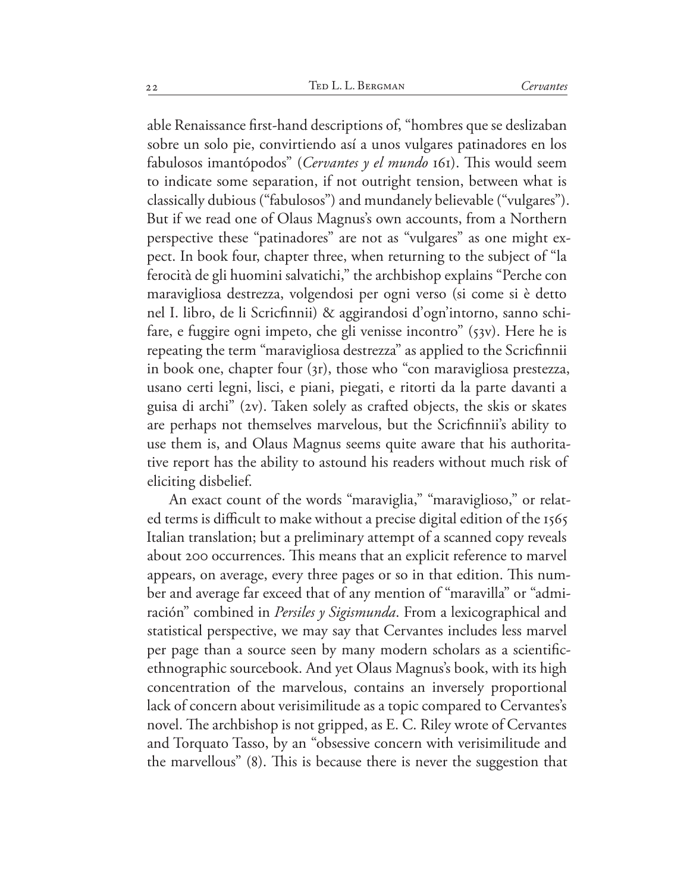able Renaissance first-hand descriptions of, "hombres que se deslizaban sobre un solo pie, convirtiendo así a unos vulgares patinadores en los fabulosos imantópodos" (*Cervantes y el mundo* 161). This would seem to indicate some separation, if not outright tension, between what is classically dubious ("fabulosos") and mundanely believable ("vulgares"). But if we read one of Olaus Magnus's own accounts, from a Northern perspective these "patinadores" are not as "vulgares" as one might expect. In book four, chapter three, when returning to the subject of "la ferocità de gli huomini salvatichi," the archbishop explains "Perche con maravigliosa destrezza, volgendosi per ogni verso (si come si è detto nel I. libro, de li Scricfinnii) & aggirandosi d'ogn'intorno, sanno schifare, e fuggire ogni impeto, che gli venisse incontro" (53v). Here he is repeating the term "maravigliosa destrezza" as applied to the Scricfinnii in book one, chapter four (3r), those who "con maravigliosa prestezza, usano certi legni, lisci, e piani, piegati, e ritorti da la parte davanti a guisa di archi" (2v). Taken solely as crafted objects, the skis or skates are perhaps not themselves marvelous, but the Scricfinnii's ability to use them is, and Olaus Magnus seems quite aware that his authoritative report has the ability to astound his readers without much risk of eliciting disbelief.

An exact count of the words "maraviglia," "maraviglioso," or related terms is difficult to make without a precise digital edition of the 1565 Italian translation; but a preliminary attempt of a scanned copy reveals about 200 occurrences. This means that an explicit reference to marvel appears, on average, every three pages or so in that edition. This number and average far exceed that of any mention of "maravilla" or "admiración" combined in *Persiles y Sigismunda*. From a lexicographical and statistical perspective, we may say that Cervantes includes less marvel per page than a source seen by many modern scholars as a scientific-ethnographic sourcebook. And yet Olaus Magnus's book, with its high concentration of the marvelous, contains an inversely proportional lack of concern about verisimilitude as a topic compared to Cervantes's novel. The archbishop is not gripped, as E. C. Riley wrote of Cervantes and Torquato Tasso, by an "obsessive concern with verisimilitude and the marvellous" (8). This is because there is never the suggestion that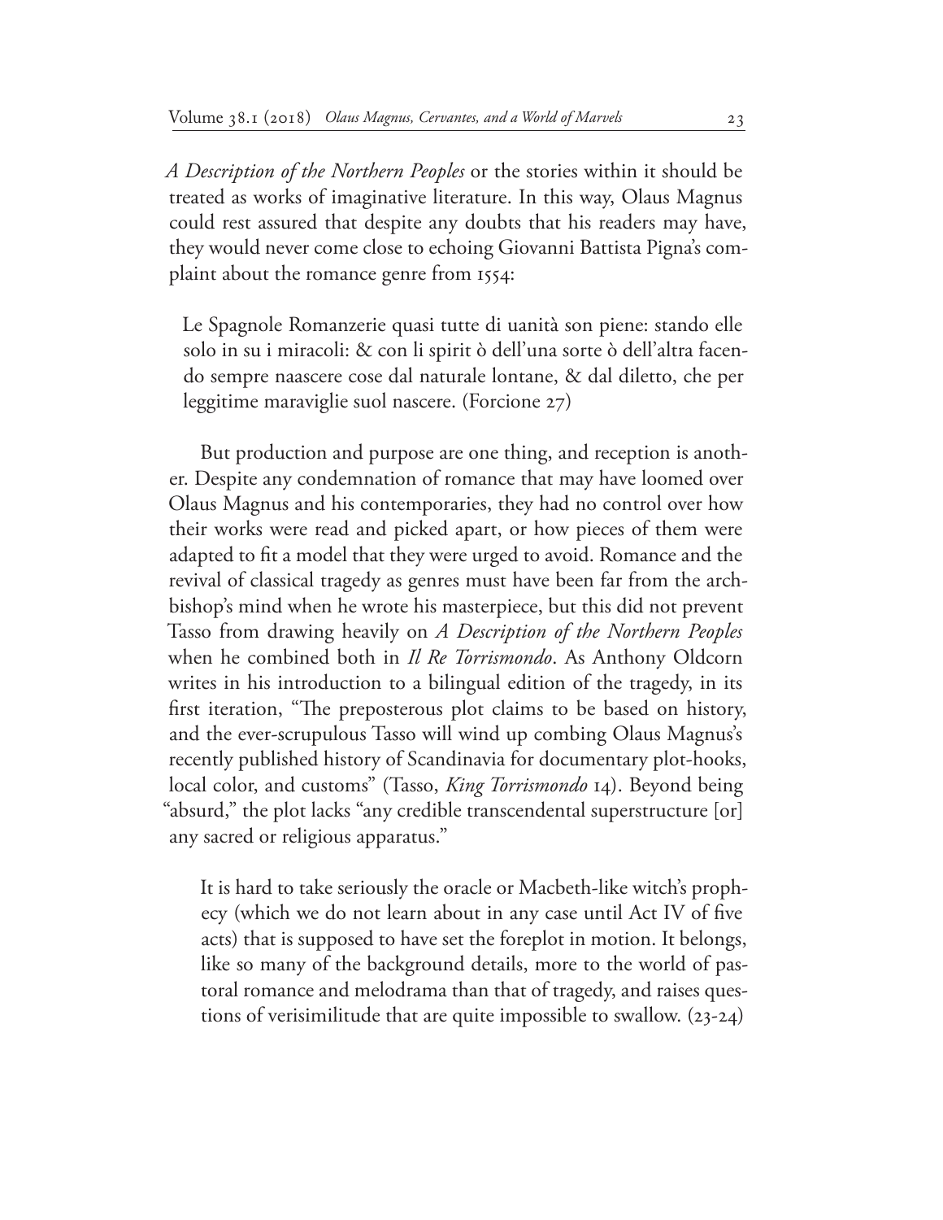*A Description of the Northern Peoples* or the stories within it should be treated as works of imaginative literature. In this way, Olaus Magnus could rest assured that despite any doubts that his readers may have, they would never come close to echoing Giovanni Battista Pigna's complaint about the romance genre from 1554:

> Le Spagnole Romanzerie quasi tutte di uanità son piene: stando elle solo in su i miracoli: & con li spirit ò dell'una sorte ò dell'altra facendo sempre naascere cose dal naturale lontane, & dal diletto, che per leggitime maraviglie suol nascere. (Forcione 27)

But production and purpose are one thing, and reception is another. Despite any condemnation of romance that may have loomed over Olaus Magnus and his contemporaries, they had no control over how their works were read and picked apart, or how pieces of them were adapted to fit a model that they were urged to avoid. Romance and the revival of classical tragedy as genres must have been far from the archbishop's mind when he wrote his masterpiece, but this did not prevent Tasso from drawing heavily on *A Description of the Northern Peoples* when he combined both in *Il Re Torrismondo*. As Anthony Oldcorn writes in his introduction to a bilingual edition of the tragedy, in its first iteration, "The preposterous plot claims to be based on history, and the ever-scrupulous Tasso will wind up combing Olaus Magnus's recently published history of Scandinavia for documentary plot-hooks, local color, and customs" (Tasso, *King Torrismondo* 14). Beyond being "absurd," the plot lacks "any credible transcendental superstructure [or] any sacred or religious apparatus."

> It is hard to take seriously the oracle or Macbeth-like witch's prophecy (which we do not learn about in any case until Act IV of five acts) that is supposed to have set the foreplot in motion. It belongs, like so many of the background details, more to the world of pastoral romance and melodrama than that of tragedy, and raises questions of verisimilitude that are quite impossible to swallow. (23-24)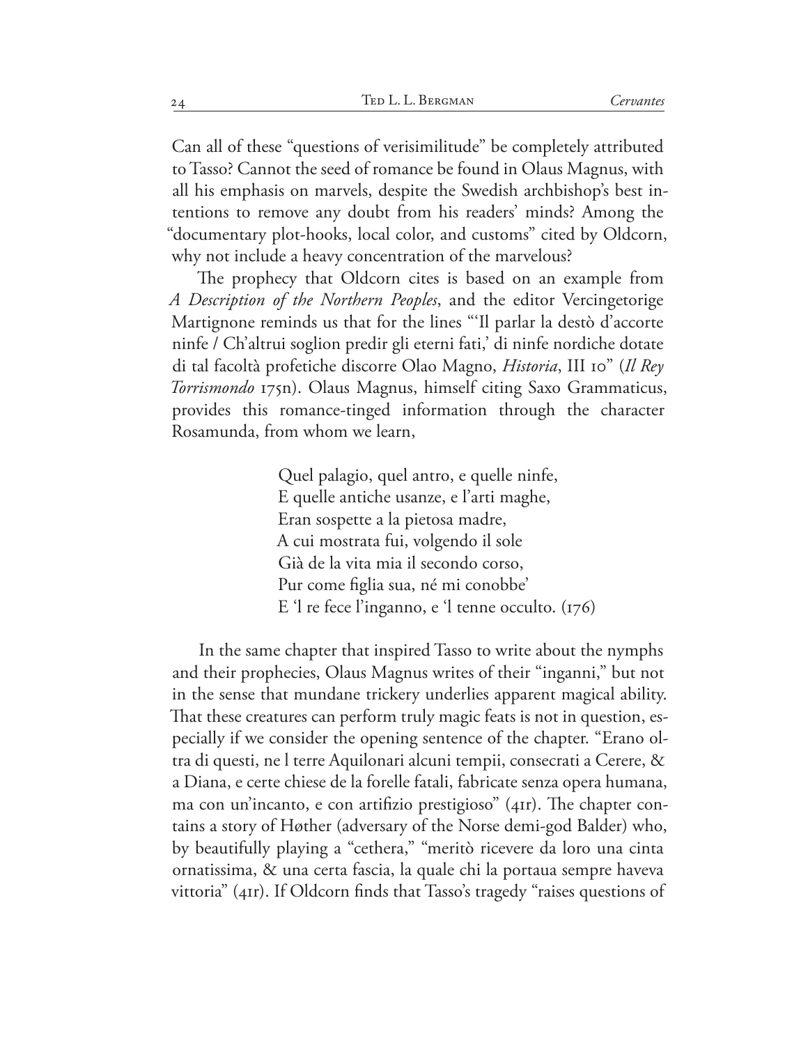Can all of these "questions of verisimilitude" be completely attributed to Tasso? Cannot the seed of romance be found in Olaus Magnus, with all his emphasis on marvels, despite the Swedish archbishop's best intentions to remove any doubt from his readers' minds? Among the "documentary plot-hooks, local color, and customs" cited by Oldcorn, why not include a heavy concentration of the marvelous?

The prophecy that Oldcorn cites is based on an example from *A Description of the Northern Peoples*, and the editor Vercingetorige Martignone reminds us that for the lines "'Il parlar la destò d'accorte ninfe / Ch'altrui soglion predir gli eterni fati,' di ninfe nordiche dotate di tal facoltà profetiche discorre Olao Magno, *Historia*, III 10" (*Il Rey Torrismondo* 175n). Olaus Magnus, himself citing Saxo Grammaticus, provides this romance-tinged information through the character Rosamunda, from whom we learn,

> Quel palagio, quel antro, e quelle ninfe,
> E quelle antiche usanze, e l'arti maghe,
> Eran sospette a la pietosa madre,
> A cui mostrata fui, volgendo il sole
> Già de la vita mia il secondo corso,
> Pur come figlia sua, né mi conobbe'
> E 'l re fece l'inganno, e 'l tenne occulto. (176)

In the same chapter that inspired Tasso to write about the nymphs and their prophecies, Olaus Magnus writes of their "inganni," but not in the sense that mundane trickery underlies apparent magical ability. That these creatures can perform truly magic feats is not in question, especially if we consider the opening sentence of the chapter. "Erano oltra di questi, ne l terre Aquilonari alcuni tempii, consecrati a Cerere, & a Diana, e certe chiese de la forelle fatali, fabricate senza opera humana, ma con un'incanto, e con artifizio prestigioso" (41r). The chapter contains a story of Høther (adversary of the Norse demi-god Balder) who, by beautifully playing a "cethera," "meritò ricevere da loro una cinta ornatissima, & una certa fascia, la quale chi la portaua sempre haveva vittoria" (41r). If Oldcorn finds that Tasso's tragedy "raises questions of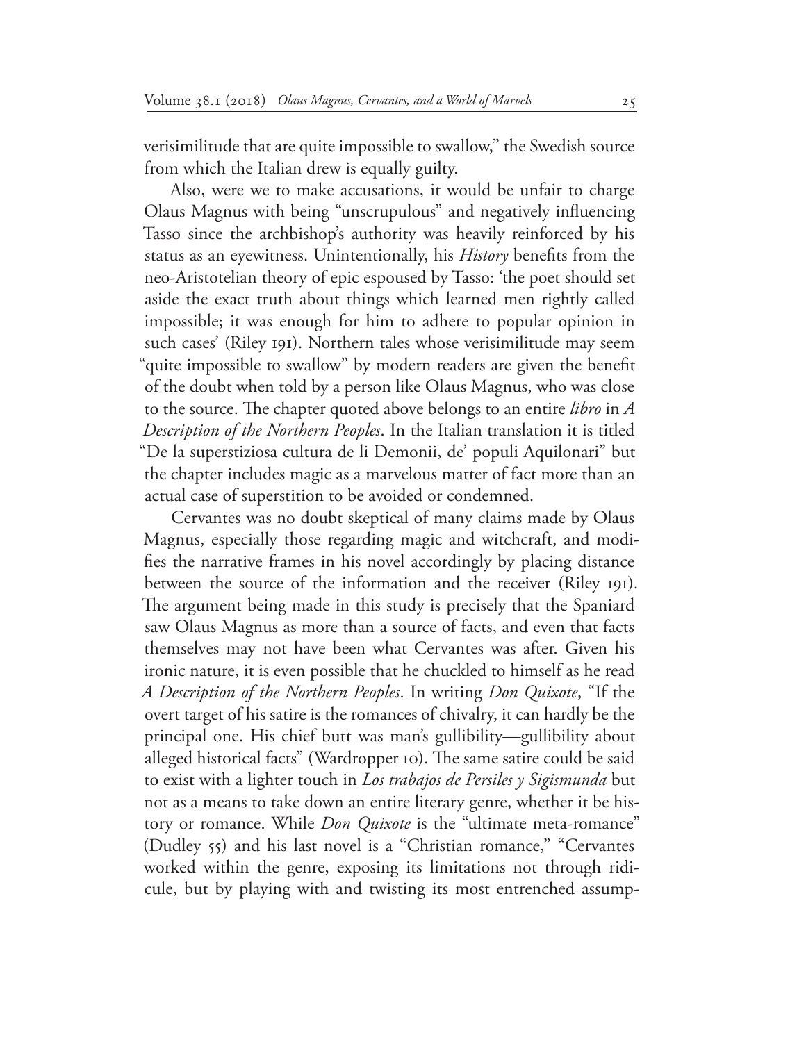verisimilitude that are quite impossible to swallow," the Swedish source from which the Italian drew is equally guilty.

Also, were we to make accusations, it would be unfair to charge Olaus Magnus with being "unscrupulous" and negatively influencing Tasso since the archbishop's authority was heavily reinforced by his status as an eyewitness. Unintentionally, his *History* benefits from the neo-Aristotelian theory of epic espoused by Tasso: 'the poet should set aside the exact truth about things which learned men rightly called impossible; it was enough for him to adhere to popular opinion in such cases' (Riley 191). Northern tales whose verisimilitude may seem "quite impossible to swallow" by modern readers are given the benefit of the doubt when told by a person like Olaus Magnus, who was close to the source. The chapter quoted above belongs to an entire *libro* in *A Description of the Northern Peoples*. In the Italian translation it is titled "De la superstiziosa cultura de li Demonii, de' populi Aquilonari" but the chapter includes magic as a marvelous matter of fact more than an actual case of superstition to be avoided or condemned.

Cervantes was no doubt skeptical of many claims made by Olaus Magnus, especially those regarding magic and witchcraft, and modifies the narrative frames in his novel accordingly by placing distance between the source of the information and the receiver (Riley 191). The argument being made in this study is precisely that the Spaniard saw Olaus Magnus as more than a source of facts, and even that facts themselves may not have been what Cervantes was after. Given his ironic nature, it is even possible that he chuckled to himself as he read *A Description of the Northern Peoples*. In writing *Don Quixote*, "If the overt target of his satire is the romances of chivalry, it can hardly be the principal one. His chief butt was man's gullibility—gullibility about alleged historical facts" (Wardropper 10). The same satire could be said to exist with a lighter touch in *Los trabajos de Persiles y Sigismunda* but not as a means to take down an entire literary genre, whether it be history or romance. While *Don Quixote* is the "ultimate meta-romance" (Dudley 55) and his last novel is a "Christian romance," "Cervantes worked within the genre, exposing its limitations not through ridicule, but by playing with and twisting its most entrenched assump-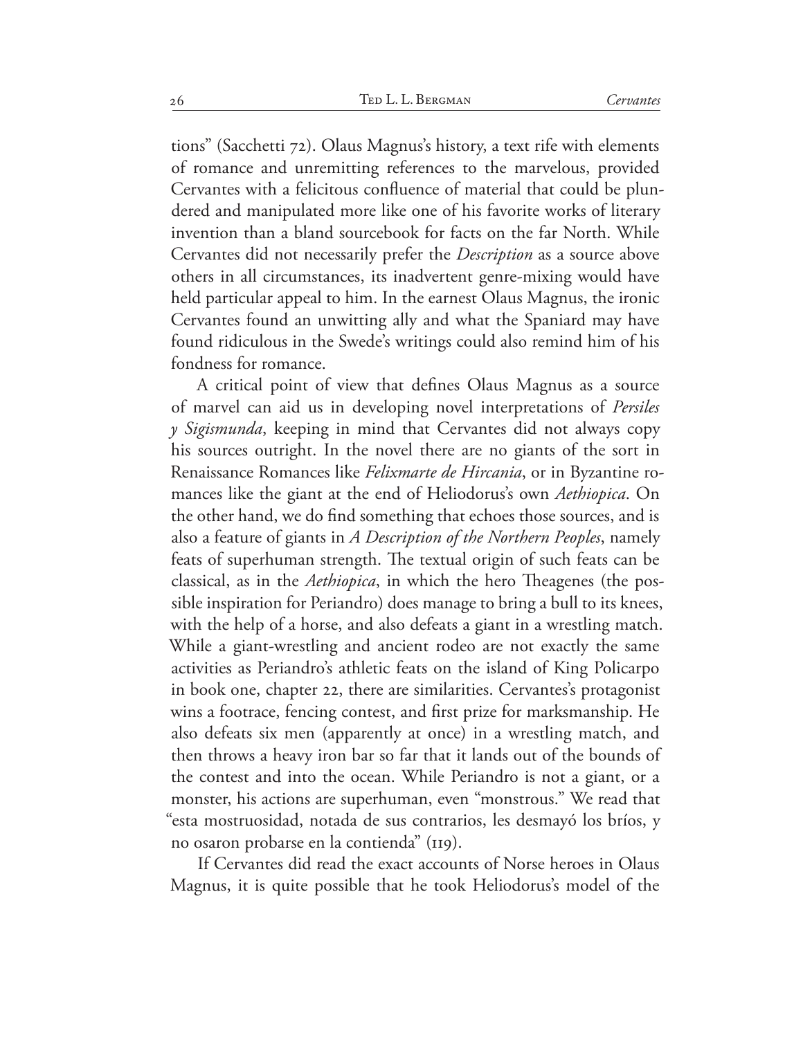tions" (Sacchetti 72). Olaus Magnus's history, a text rife with elements of romance and unremitting references to the marvelous, provided Cervantes with a felicitous confluence of material that could be plundered and manipulated more like one of his favorite works of literary invention than a bland sourcebook for facts on the far North. While Cervantes did not necessarily prefer the *Description* as a source above others in all circumstances, its inadvertent genre-mixing would have held particular appeal to him. In the earnest Olaus Magnus, the ironic Cervantes found an unwitting ally and what the Spaniard may have found ridiculous in the Swede's writings could also remind him of his fondness for romance.

A critical point of view that defines Olaus Magnus as a source of marvel can aid us in developing novel interpretations of *Persiles y Sigismunda*, keeping in mind that Cervantes did not always copy his sources outright. In the novel there are no giants of the sort in Renaissance Romances like *Felixmarte de Hircania*, or in Byzantine romances like the giant at the end of Heliodorus's own *Aethiopica*. On the other hand, we do find something that echoes those sources, and is also a feature of giants in *A Description of the Northern Peoples*, namely feats of superhuman strength. The textual origin of such feats can be classical, as in the *Aethiopica*, in which the hero Theagenes (the possible inspiration for Periandro) does manage to bring a bull to its knees, with the help of a horse, and also defeats a giant in a wrestling match. While a giant-wrestling and ancient rodeo are not exactly the same activities as Periandro's athletic feats on the island of King Policarpo in book one, chapter 22, there are similarities. Cervantes's protagonist wins a footrace, fencing contest, and first prize for marksmanship. He also defeats six men (apparently at once) in a wrestling match, and then throws a heavy iron bar so far that it lands out of the bounds of the contest and into the ocean. While Periandro is not a giant, or a monster, his actions are superhuman, even "monstrous." We read that "esta mostruosidad, notada de sus contrarios, les desmayó los bríos, y no osaron probarse en la contienda" (119).

If Cervantes did read the exact accounts of Norse heroes in Olaus Magnus, it is quite possible that he took Heliodorus's model of the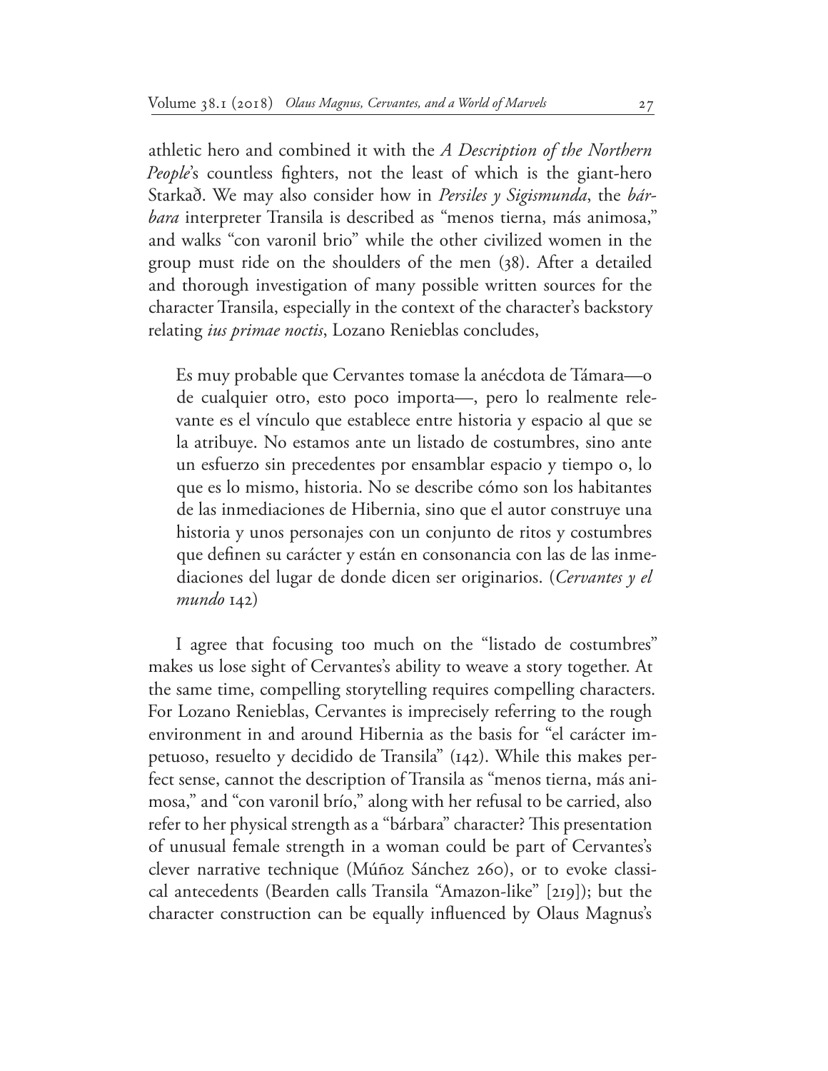athletic hero and combined it with the *A Description of the Northern People*'s countless fighters, not the least of which is the giant-hero Starkað. We may also consider how in *Persiles y Sigismunda*, the *bárbara* interpreter Transila is described as "menos tierna, más animosa," and walks "con varonil brio" while the other civilized women in the group must ride on the shoulders of the men (38). After a detailed and thorough investigation of many possible written sources for the character Transila, especially in the context of the character's backstory relating *ius primae noctis*, Lozano Renieblas concludes,

> Es muy probable que Cervantes tomase la anécdota de Támara—o de cualquier otro, esto poco importa—, pero lo realmente relevante es el vínculo que establece entre historia y espacio al que se la atribuye. No estamos ante un listado de costumbres, sino ante un esfuerzo sin precedentes por ensamblar espacio y tiempo o, lo que es lo mismo, historia. No se describe cómo son los habitantes de las inmediaciones de Hibernia, sino que el autor construye una historia y unos personajes con un conjunto de ritos y costumbres que definen su carácter y están en consonancia con las de las inmediaciones del lugar de donde dicen ser originarios. (*Cervantes y el mundo* 142)

I agree that focusing too much on the "listado de costumbres" makes us lose sight of Cervantes's ability to weave a story together. At the same time, compelling storytelling requires compelling characters. For Lozano Renieblas, Cervantes is imprecisely referring to the rough environment in and around Hibernia as the basis for "el carácter impetuoso, resuelto y decidido de Transila" (142). While this makes perfect sense, cannot the description of Transila as "menos tierna, más animosa," and "con varonil brío," along with her refusal to be carried, also refer to her physical strength as a "bárbara" character? This presentation of unusual female strength in a woman could be part of Cervantes's clever narrative technique (Múñoz Sánchez 260), or to evoke classical antecedents (Bearden calls Transila "Amazon-like" [219]); but the character construction can be equally influenced by Olaus Magnus's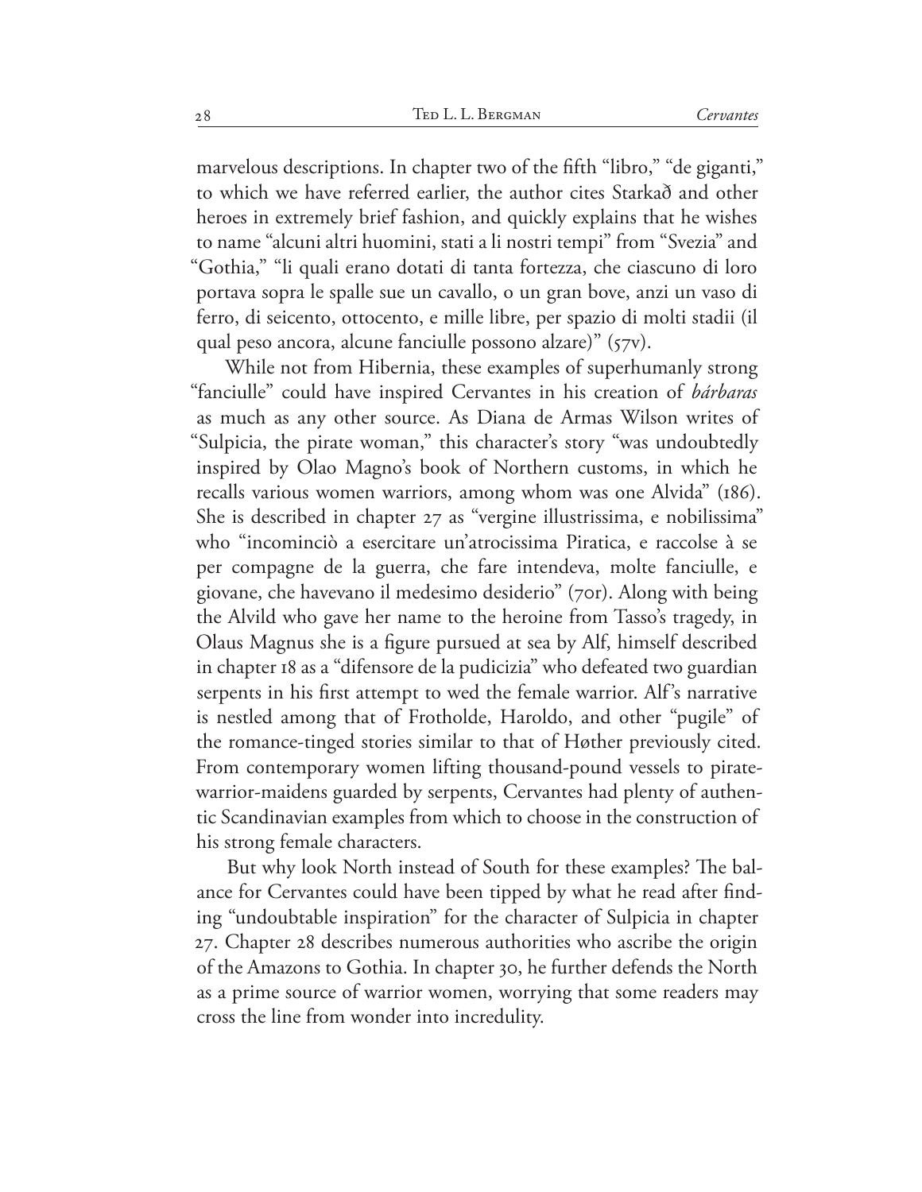marvelous descriptions. In chapter two of the fifth "libro," "de giganti," to which we have referred earlier, the author cites Starkað and other heroes in extremely brief fashion, and quickly explains that he wishes to name "alcuni altri huomini, stati a li nostri tempi" from "Svezia" and "Gothia," "li quali erano dotati di tanta fortezza, che ciascuno di loro portava sopra le spalle sue un cavallo, o un gran bove, anzi un vaso di ferro, di seicento, ottocento, e mille libre, per spazio di molti stadii (il qual peso ancora, alcune fanciulle possono alzare)" (57v).

While not from Hibernia, these examples of superhumanly strong "fanciulle" could have inspired Cervantes in his creation of *bárbaras* as much as any other source. As Diana de Armas Wilson writes of "Sulpicia, the pirate woman," this character's story "was undoubtedly inspired by Olao Magno's book of Northern customs, in which he recalls various women warriors, among whom was one Alvida" (186). She is described in chapter 27 as "vergine illustrissima, e nobilissima" who "incominciò a esercitare un'atrocissima Piratica, e raccolse à se per compagne de la guerra, che fare intendeva, molte fanciulle, e giovane, che havevano il medesimo desiderio" (70r). Along with being the Alvild who gave her name to the heroine from Tasso's tragedy, in Olaus Magnus she is a figure pursued at sea by Alf, himself described in chapter 18 as a "difensore de la pudicizia" who defeated two guardian serpents in his first attempt to wed the female warrior. Alf's narrative is nestled among that of Frotholde, Haroldo, and other "pugile" of the romance-tinged stories similar to that of Høther previously cited. From contemporary women lifting thousand-pound vessels to pirate-warrior-maidens guarded by serpents, Cervantes had plenty of authentic Scandinavian examples from which to choose in the construction of his strong female characters.

But why look North instead of South for these examples? The balance for Cervantes could have been tipped by what he read after finding "undoubtable inspiration" for the character of Sulpicia in chapter 27. Chapter 28 describes numerous authorities who ascribe the origin of the Amazons to Gothia. In chapter 30, he further defends the North as a prime source of warrior women, worrying that some readers may cross the line from wonder into incredulity.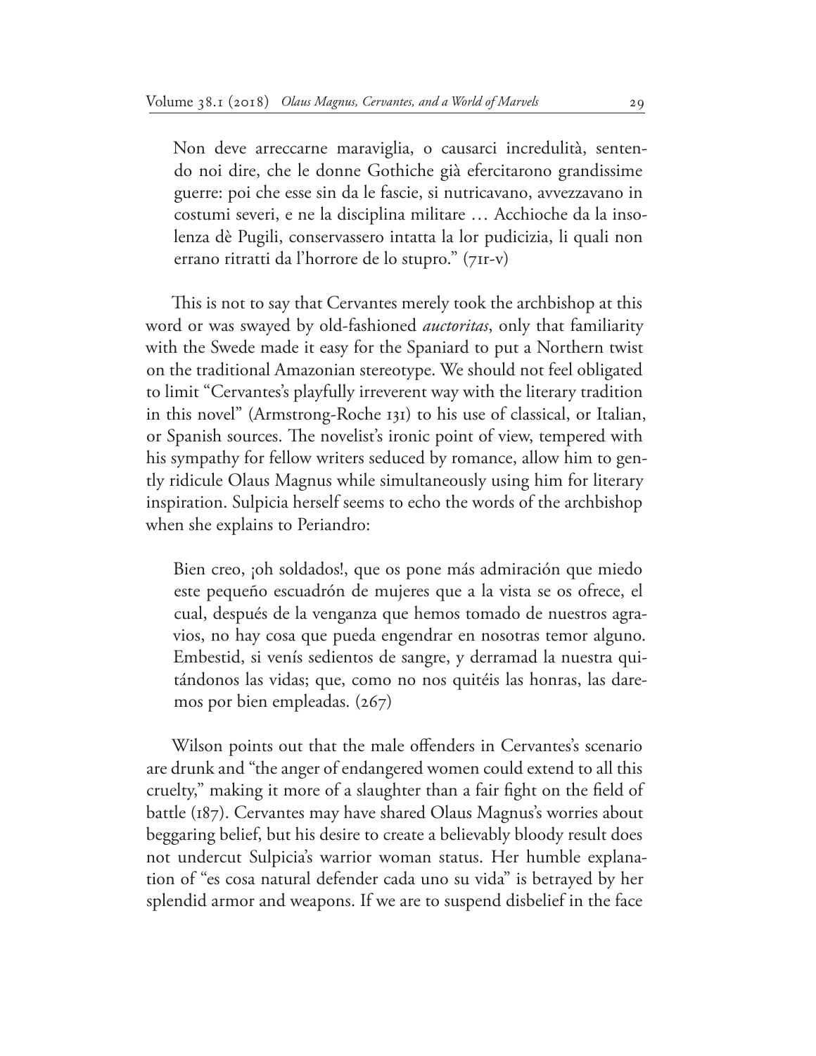> Non deve arreccarne maraviglia, o causarci incredulità, sentendo noi dire, che le donne Gothiche già efercitarono grandissime guerre: poi che esse sin da le fascie, si nutricavano, avvezzavano in costumi severi, e ne la disciplina militare … Acchioche da la insolenza dè Pugili, conservassero intatta la lor pudicizia, li quali non errano ritratti da l'horrore de lo stupro." (71r-v)

This is not to say that Cervantes merely took the archbishop at this word or was swayed by old-fashioned *auctoritas*, only that familiarity with the Swede made it easy for the Spaniard to put a Northern twist on the traditional Amazonian stereotype. We should not feel obligated to limit "Cervantes's playfully irreverent way with the literary tradition in this novel" (Armstrong-Roche 131) to his use of classical, or Italian, or Spanish sources. The novelist's ironic point of view, tempered with his sympathy for fellow writers seduced by romance, allow him to gently ridicule Olaus Magnus while simultaneously using him for literary inspiration. Sulpicia herself seems to echo the words of the archbishop when she explains to Periandro:

> Bien creo, ¡oh soldados!, que os pone más admiración que miedo este pequeño escuadrón de mujeres que a la vista se os ofrece, el cual, después de la venganza que hemos tomado de nuestros agravios, no hay cosa que pueda engendrar en nosotras temor alguno. Embestid, si venís sedientos de sangre, y derramad la nuestra quitándonos las vidas; que, como no nos quitéis las honras, las daremos por bien empleadas. (267)

Wilson points out that the male offenders in Cervantes's scenario are drunk and "the anger of endangered women could extend to all this cruelty," making it more of a slaughter than a fair fight on the field of battle (187). Cervantes may have shared Olaus Magnus's worries about beggaring belief, but his desire to create a believably bloody result does not undercut Sulpicia's warrior woman status. Her humble explanation of "es cosa natural defender cada uno su vida" is betrayed by her splendid armor and weapons. If we are to suspend disbelief in the face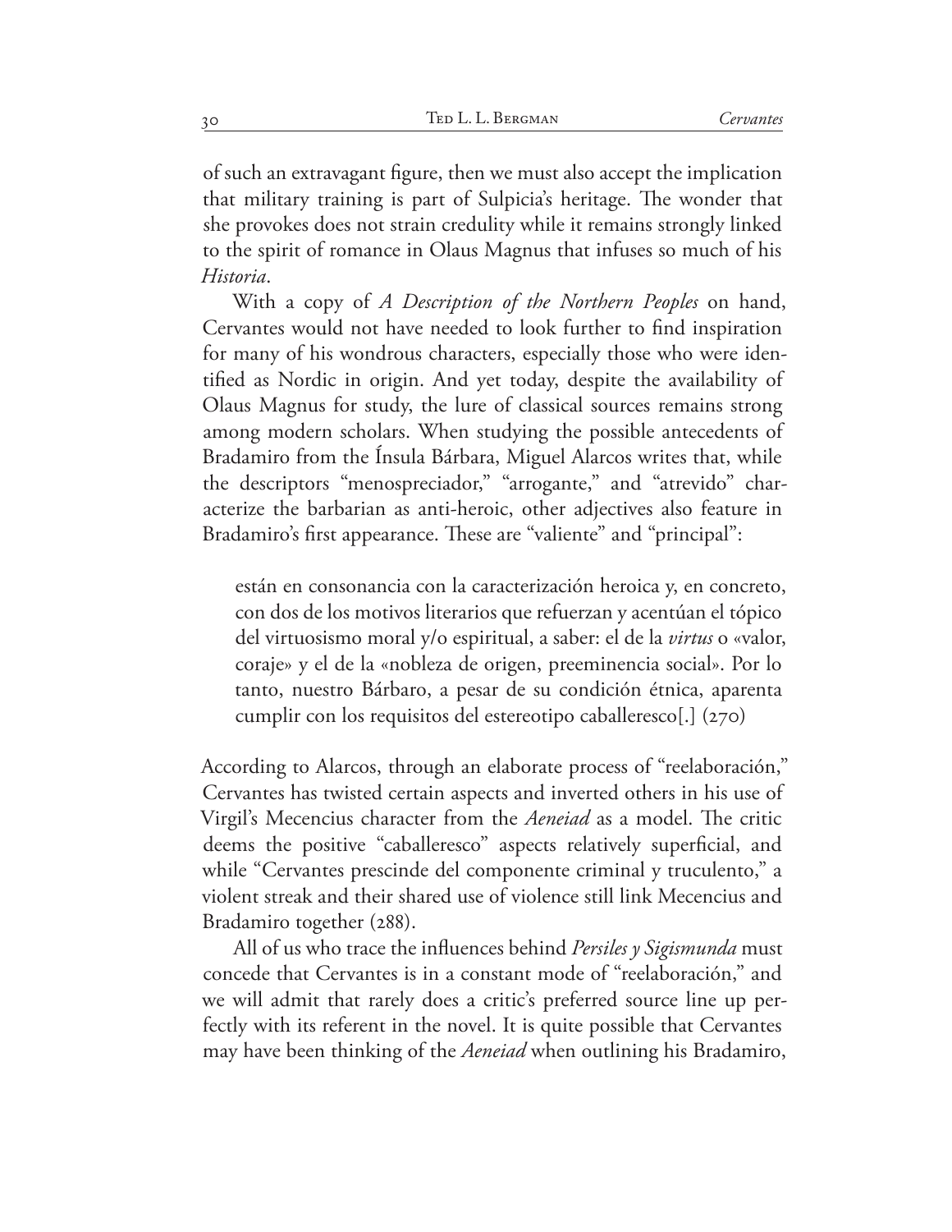of such an extravagant figure, then we must also accept the implication that military training is part of Sulpicia's heritage. The wonder that she provokes does not strain credulity while it remains strongly linked to the spirit of romance in Olaus Magnus that infuses so much of his *Historia*.

With a copy of *A Description of the Northern Peoples* on hand, Cervantes would not have needed to look further to find inspiration for many of his wondrous characters, especially those who were identified as Nordic in origin. And yet today, despite the availability of Olaus Magnus for study, the lure of classical sources remains strong among modern scholars. When studying the possible antecedents of Bradamiro from the Ínsula Bárbara, Miguel Alarcos writes that, while the descriptors "menospreciador," "arrogante," and "atrevido" characterize the barbarian as anti-heroic, other adjectives also feature in Bradamiro's first appearance. These are "valiente" and "principal":

> están en consonancia con la caracterización heroica y, en concreto, con dos de los motivos literarios que refuerzan y acentúan el tópico del virtuosismo moral y/o espiritual, a saber: el de la *virtus* o «valor, coraje» y el de la «nobleza de origen, preeminencia social». Por lo tanto, nuestro Bárbaro, a pesar de su condición étnica, aparenta cumplir con los requisitos del estereotipo caballeresco[.] (270)

According to Alarcos, through an elaborate process of "reelaboración," Cervantes has twisted certain aspects and inverted others in his use of Virgil's Mecencius character from the *Aeneiad* as a model. The critic deems the positive "caballeresco" aspects relatively superficial, and while "Cervantes prescinde del componente criminal y truculento," a violent streak and their shared use of violence still link Mecencius and Bradamiro together (288).

All of us who trace the influences behind *Persiles y Sigismunda* must concede that Cervantes is in a constant mode of "reelaboración," and we will admit that rarely does a critic's preferred source line up perfectly with its referent in the novel. It is quite possible that Cervantes may have been thinking of the *Aeneiad* when outlining his Bradamiro,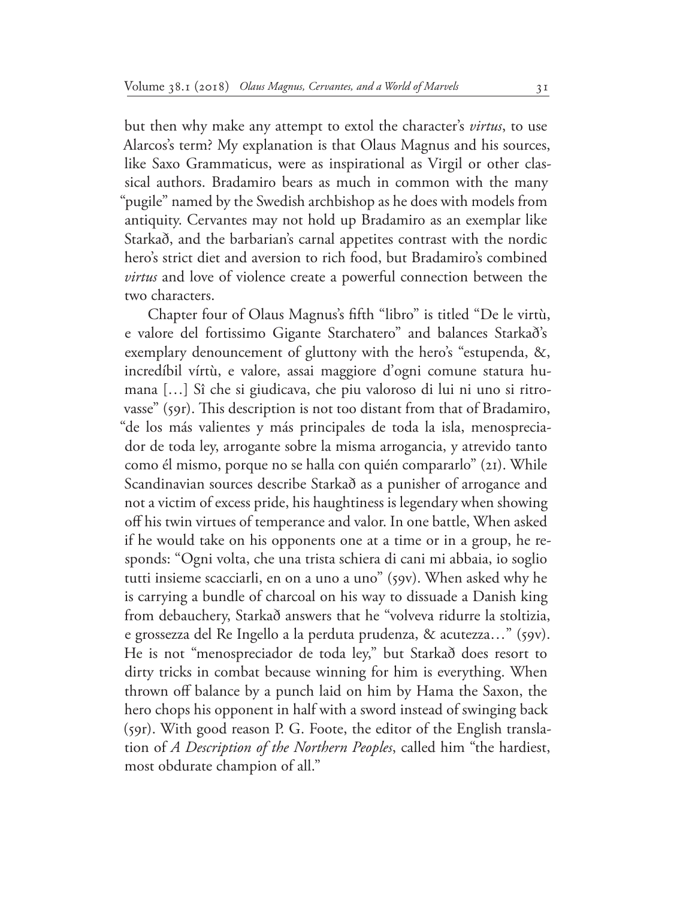but then why make any attempt to extol the character's *virtus*, to use Alarcos's term? My explanation is that Olaus Magnus and his sources, like Saxo Grammaticus, were as inspirational as Virgil or other classical authors. Bradamiro bears as much in common with the many "pugile" named by the Swedish archbishop as he does with models from antiquity. Cervantes may not hold up Bradamiro as an exemplar like Starkað, and the barbarian's carnal appetites contrast with the nordic hero's strict diet and aversion to rich food, but Bradamiro's combined *virtus* and love of violence create a powerful connection between the two characters.

Chapter four of Olaus Magnus's fifth "libro" is titled "De le virtù, e valore del fortissimo Gigante Starchatero" and balances Starkað's exemplary denouncement of gluttony with the hero's "estupenda, &, incredíbil vírtù, e valore, assai maggiore d'ogni comune statura humana […] Sî che si giudicava, che piu valoroso di lui ni uno si ritrovasse" (59r). This description is not too distant from that of Bradamiro, "de los más valientes y más principales de toda la isla, menospreciador de toda ley, arrogante sobre la misma arrogancia, y atrevido tanto como él mismo, porque no se halla con quién compararlo" (21). While Scandinavian sources describe Starkað as a punisher of arrogance and not a victim of excess pride, his haughtiness is legendary when showing off his twin virtues of temperance and valor. In one battle, When asked if he would take on his opponents one at a time or in a group, he responds: "Ogni volta, che una trista schiera di cani mi abbaia, io soglio tutti insieme scacciarli, en on a uno a uno" (59v). When asked why he is carrying a bundle of charcoal on his way to dissuade a Danish king from debauchery, Starkað answers that he "volveva ridurre la stoltizia, e grossezza del Re Ingello a la perduta prudenza, & acutezza…" (59v). He is not "menospreciador de toda ley," but Starkað does resort to dirty tricks in combat because winning for him is everything. When thrown off balance by a punch laid on him by Hama the Saxon, the hero chops his opponent in half with a sword instead of swinging back (59r). With good reason P. G. Foote, the editor of the English translation of *A Description of the Northern Peoples*, called him "the hardiest, most obdurate champion of all."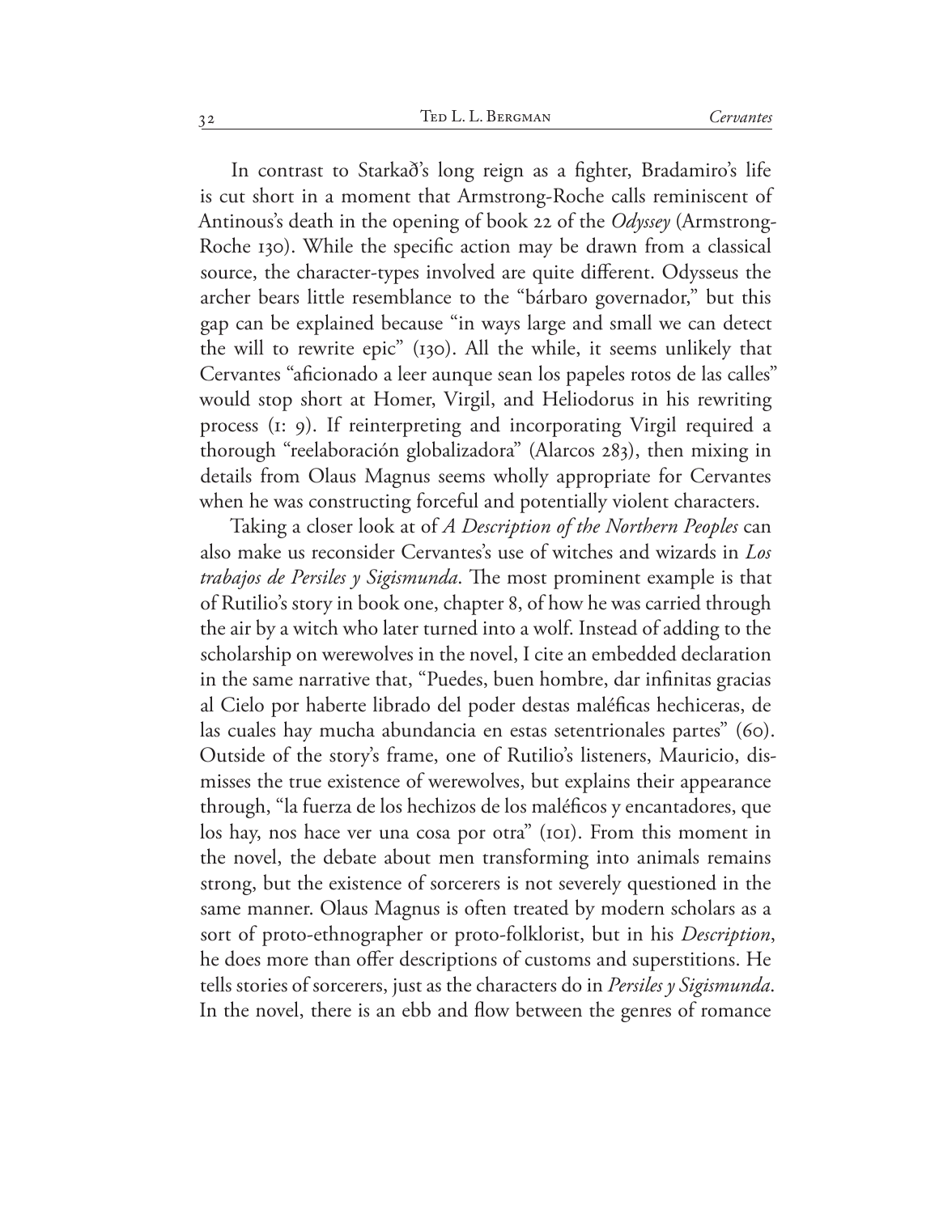In contrast to Starkað's long reign as a fighter, Bradamiro's life is cut short in a moment that Armstrong-Roche calls reminiscent of Antinous's death in the opening of book 22 of the *Odyssey* (Armstrong-Roche 130). While the specific action may be drawn from a classical source, the character-types involved are quite different. Odysseus the archer bears little resemblance to the "bárbaro governador," but this gap can be explained because "in ways large and small we can detect the will to rewrite epic" (130). All the while, it seems unlikely that Cervantes "aficionado a leer aunque sean los papeles rotos de las calles" would stop short at Homer, Virgil, and Heliodorus in his rewriting process (1: 9). If reinterpreting and incorporating Virgil required a thorough "reelaboración globalizadora" (Alarcos 283), then mixing in details from Olaus Magnus seems wholly appropriate for Cervantes when he was constructing forceful and potentially violent characters.

Taking a closer look at of *A Description of the Northern Peoples* can also make us reconsider Cervantes's use of witches and wizards in *Los trabajos de Persiles y Sigismunda*. The most prominent example is that of Rutilio's story in book one, chapter 8, of how he was carried through the air by a witch who later turned into a wolf. Instead of adding to the scholarship on werewolves in the novel, I cite an embedded declaration in the same narrative that, "Puedes, buen hombre, dar infinitas gracias al Cielo por haberte librado del poder destas maléficas hechiceras, de las cuales hay mucha abundancia en estas setentrionales partes" (60). Outside of the story's frame, one of Rutilio's listeners, Mauricio, dismisses the true existence of werewolves, but explains their appearance through, "la fuerza de los hechizos de los maléficos y encantadores, que los hay, nos hace ver una cosa por otra" (101). From this moment in the novel, the debate about men transforming into animals remains strong, but the existence of sorcerers is not severely questioned in the same manner. Olaus Magnus is often treated by modern scholars as a sort of proto-ethnographer or proto-folklorist, but in his *Description*, he does more than offer descriptions of customs and superstitions. He tells stories of sorcerers, just as the characters do in *Persiles y Sigismunda*. In the novel, there is an ebb and flow between the genres of romance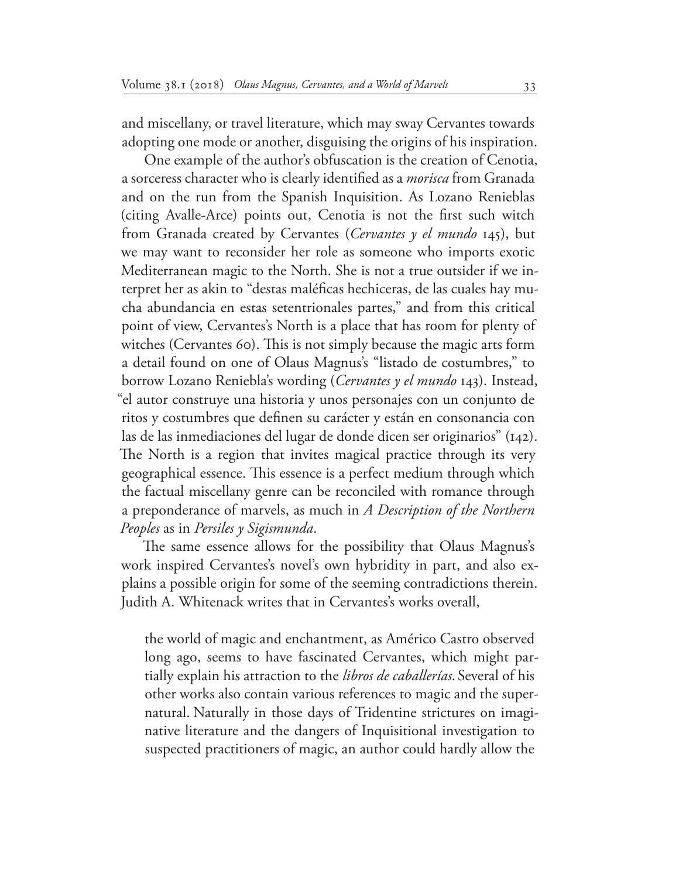and miscellany, or travel literature, which may sway Cervantes towards adopting one mode or another, disguising the origins of his inspiration.

One example of the author's obfuscation is the creation of Cenotia, a sorceress character who is clearly identified as a *morisca* from Granada and on the run from the Spanish Inquisition. As Lozano Renieblas (citing Avalle-Arce) points out, Cenotia is not the first such witch from Granada created by Cervantes (*Cervantes y el mundo* 145), but we may want to reconsider her role as someone who imports exotic Mediterranean magic to the North. She is not a true outsider if we interpret her as akin to "destas maléficas hechiceras, de las cuales hay mucha abundancia en estas setentrionales partes," and from this critical point of view, Cervantes's North is a place that has room for plenty of witches (Cervantes 60). This is not simply because the magic arts form a detail found on one of Olaus Magnus's "listado de costumbres," to borrow Lozano Renieblá's wording (*Cervantes y el mundo* 143). Instead, "el autor construye una historia y unos personajes con un conjunto de ritos y costumbres que definen su carácter y están en consonancia con las de las inmediaciones del lugar de donde dicen ser originarios" (142). The North is a region that invites magical practice through its very geographical essence. This essence is a perfect medium through which the factual miscellany genre can be reconciled with romance through a preponderance of marvels, as much in *A Description of the Northern Peoples* as in *Persiles y Sigismunda*.

The same essence allows for the possibility that Olaus Magnus's work inspired Cervantes's novel's own hybridity in part, and also explains a possible origin for some of the seeming contradictions therein. Judith A. Whitenack writes that in Cervantes's works overall,

> the world of magic and enchantment, as Américo Castro observed long ago, seems to have fascinated Cervantes, which might partially explain his attraction to the *libros de caballerías*. Several of his other works also contain various references to magic and the supernatural. Naturally in those days of Tridentine strictures on imaginative literature and the dangers of Inquisitional investigation to suspected practitioners of magic, an author could hardly allow the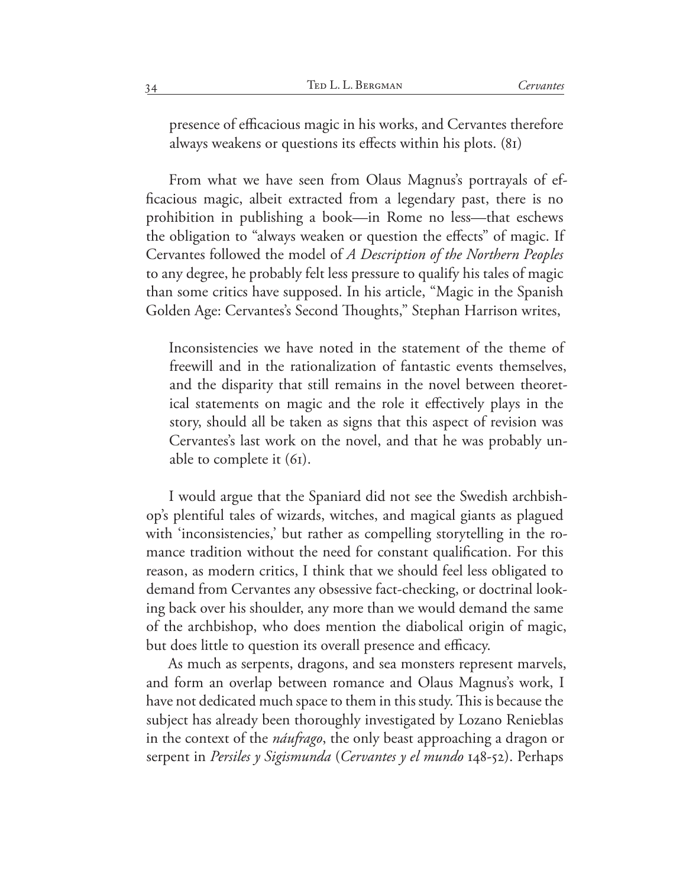> presence of efficacious magic in his works, and Cervantes therefore always weakens or questions its effects within his plots. (81)

From what we have seen from Olaus Magnus's portrayals of efficacious magic, albeit extracted from a legendary past, there is no prohibition in publishing a book—in Rome no less—that eschews the obligation to "always weaken or question the effects" of magic. If Cervantes followed the model of *A Description of the Northern Peoples* to any degree, he probably felt less pressure to qualify his tales of magic than some critics have supposed. In his article, "Magic in the Spanish Golden Age: Cervantes's Second Thoughts," Stephan Harrison writes,

> Inconsistencies we have noted in the statement of the theme of freewill and in the rationalization of fantastic events themselves, and the disparity that still remains in the novel between theoretical statements on magic and the role it effectively plays in the story, should all be taken as signs that this aspect of revision was Cervantes's last work on the novel, and that he was probably unable to complete it (61).

I would argue that the Spaniard did not see the Swedish archbishop's plentiful tales of wizards, witches, and magical giants as plagued with 'inconsistencies,' but rather as compelling storytelling in the romance tradition without the need for constant qualification. For this reason, as modern critics, I think that we should feel less obligated to demand from Cervantes any obsessive fact-checking, or doctrinal looking back over his shoulder, any more than we would demand the same of the archbishop, who does mention the diabolical origin of magic, but does little to question its overall presence and efficacy.

As much as serpents, dragons, and sea monsters represent marvels, and form an overlap between romance and Olaus Magnus's work, I have not dedicated much space to them in this study. This is because the subject has already been thoroughly investigated by Lozano Renieblas in the context of the *náufrago*, the only beast approaching a dragon or serpent in *Persiles y Sigismunda* (*Cervantes y el mundo* 148-52). Perhaps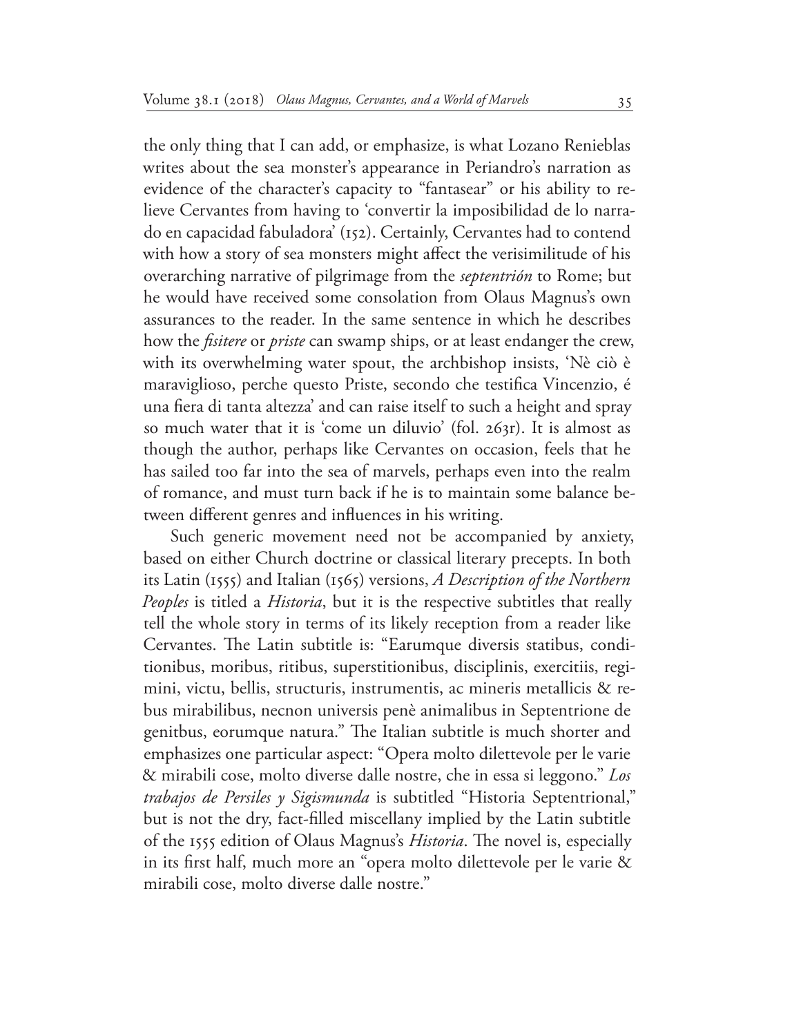the only thing that I can add, or emphasize, is what Lozano Renieblas writes about the sea monster's appearance in Periandro's narration as evidence of the character's capacity to "fantasear" or his ability to relieve Cervantes from having to 'convertir la imposibilidad de lo narrado en capacidad fabuladora' (152). Certainly, Cervantes had to contend with how a story of sea monsters might affect the verisimilitude of his overarching narrative of pilgrimage from the *septentrión* to Rome; but he would have received some consolation from Olaus Magnus's own assurances to the reader. In the same sentence in which he describes how the *fisitere* or *priste* can swamp ships, or at least endanger the crew, with its overwhelming water spout, the archbishop insists, 'Nè ciò è maraviglioso, perche questo Priste, secondo che testifica Vincenzio, é una fiera di tanta altezza' and can raise itself to such a height and spray so much water that it is 'come un diluvio' (fol. 263r). It is almost as though the author, perhaps like Cervantes on occasion, feels that he has sailed too far into the sea of marvels, perhaps even into the realm of romance, and must turn back if he is to maintain some balance between different genres and influences in his writing.

Such generic movement need not be accompanied by anxiety, based on either Church doctrine or classical literary precepts. In both its Latin (1555) and Italian (1565) versions, *A Description of the Northern Peoples* is titled a *Historia*, but it is the respective subtitles that really tell the whole story in terms of its likely reception from a reader like Cervantes. The Latin subtitle is: "Earumque diversis statibus, conditionibus, moribus, ritibus, superstitionibus, disciplinis, exercitiis, regimini, victu, bellis, structuris, instrumentis, ac mineris metallicis & rebus mirabilibus, necnon universis penè animalibus in Septentrione de genitbus, eorumque natura." The Italian subtitle is much shorter and emphasizes one particular aspect: "Opera molto dilettevole per le varie & mirabili cose, molto diverse dalle nostre, che in essa si leggono." *Los trabajos de Persiles y Sigismunda* is subtitled "Historia Septentrional," but is not the dry, fact-filled miscellany implied by the Latin subtitle of the 1555 edition of Olaus Magnus's *Historia*. The novel is, especially in its first half, much more an "opera molto dilettevole per le varie & mirabili cose, molto diverse dalle nostre."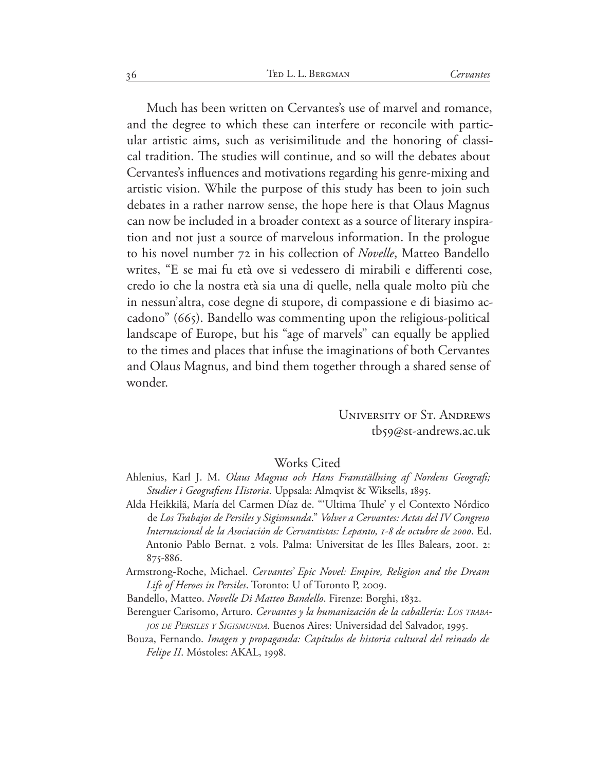Much has been written on Cervantes's use of marvel and romance, and the degree to which these can interfere or reconcile with particular artistic aims, such as verisimilitude and the honoring of classical tradition. The studies will continue, and so will the debates about Cervantes's influences and motivations regarding his genre-mixing and artistic vision. While the purpose of this study has been to join such debates in a rather narrow sense, the hope here is that Olaus Magnus can now be included in a broader context as a source of literary inspiration and not just a source of marvelous information. In the prologue to his novel number 72 in his collection of *Novelle*, Matteo Bandello writes, "E se mai fu età ove si vedessero di mirabili e differenti cose, credo io che la nostra età sia una di quelle, nella quale molto più che in nessun'altra, cose degne di stupore, di compassione e di biasimo accadono" (665). Bandello was commenting upon the religious-political landscape of Europe, but his "age of marvels" can equally be applied to the times and places that infuse the imaginations of both Cervantes and Olaus Magnus, and bind them together through a shared sense of wonder.

University of St. Andrews
tb59@st-andrews.ac.uk

## Works Cited

Ahlenius, Karl J. M. *Olaus Magnus och Hans Framställning af Nordens Geografi; Studier i Geografiens Historia*. Uppsala: Almqvist & Wiksells, 1895.

Alda Heikkilä, María del Carmen Díaz de. "'Ultima Thule' y el Contexto Nórdico de *Los Trabajos de Persiles y Sigismunda*." *Volver a Cervantes: Actas del IV Congreso Internacional de la Asociación de Cervantistas: Lepanto, 1-8 de octubre de 2000*. Ed. Antonio Pablo Bernat. 2 vols. Palma: Universitat de les Illes Balears, 2001. 2: 875-886.

Armstrong-Roche, Michael. *Cervantes' Epic Novel: Empire, Religion and the Dream Life of Heroes in Persiles*. Toronto: U of Toronto P, 2009.

Bandello, Matteo. *Novelle Di Matteo Bandello*. Firenze: Borghi, 1832.

Berenguer Carisomo, Arturo. *Cervantes y la humanización de la caballería: Los trabajos de Persiles y Sigismunda*. Buenos Aires: Universidad del Salvador, 1995.

Bouza, Fernando. *Imagen y propaganda: Capítulos de historia cultural del reinado de Felipe II*. Móstoles: AKAL, 1998.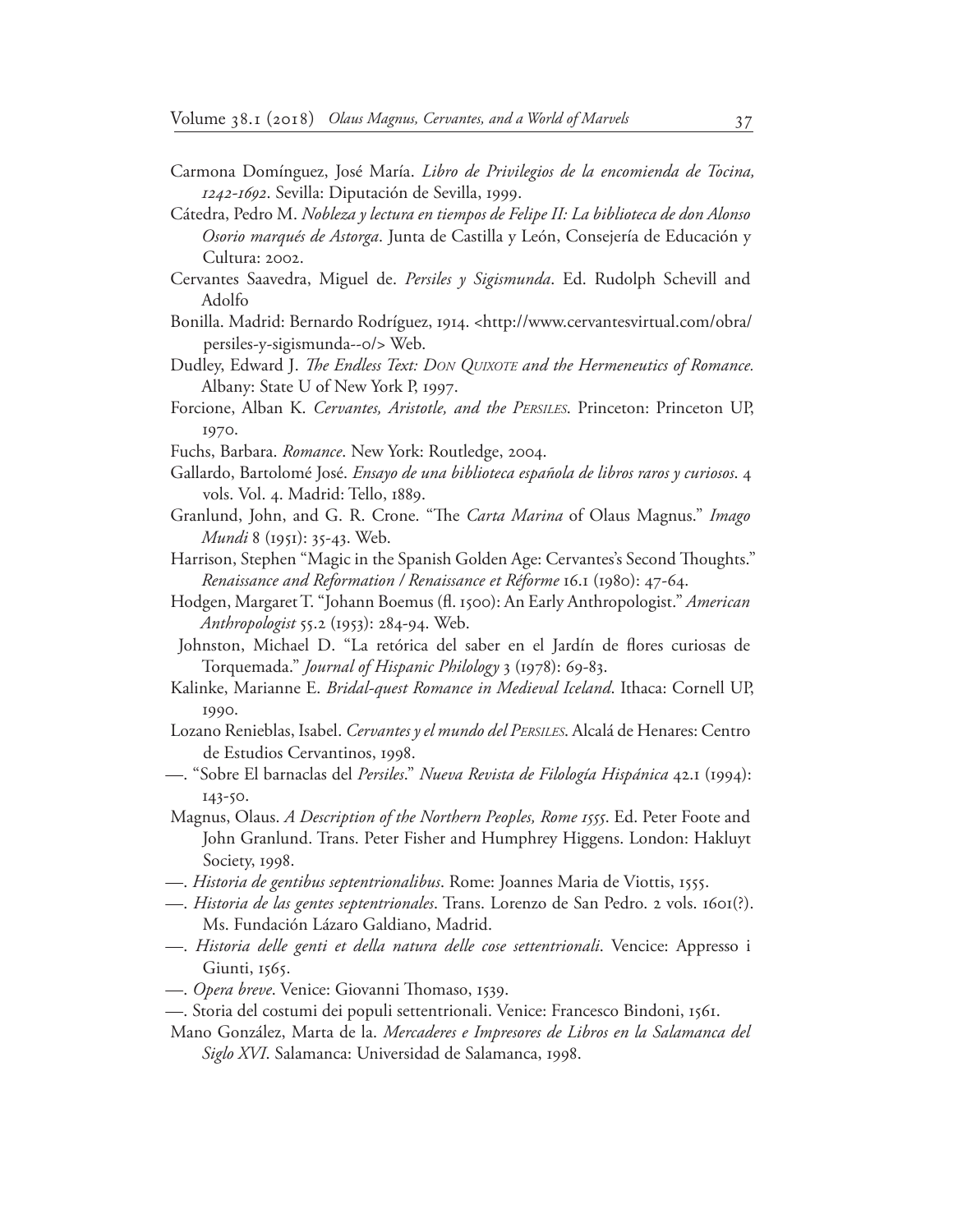Carmona Domínguez, José María. *Libro de Privilegios de la encomienda de Tocina, 1242-1692*. Sevilla: Diputación de Sevilla, 1999.

Cátedra, Pedro M. *Nobleza y lectura en tiempos de Felipe II: La biblioteca de don Alonso Osorio marqués de Astorga*. Junta de Castilla y León, Consejería de Educación y Cultura: 2002.

Cervantes Saavedra, Miguel de. *Persiles y Sigismunda*. Ed. Rudolph Schevill and Adolfo

Bonilla. Madrid: Bernardo Rodríguez, 1914. <http://www.cervantesvirtual.com/obra/persiles-y-sigismunda--0/> Web.

Dudley, Edward J. *The Endless Text: Don Quixote and the Hermeneutics of Romance.* Albany: State U of New York P, 1997.

Forcione, Alban K. *Cervantes, Aristotle, and the Persiles*. Princeton: Princeton UP, 1970.

Fuchs, Barbara. *Romance*. New York: Routledge, 2004.

Gallardo, Bartolomé José. *Ensayo de una biblioteca española de libros raros y curiosos*. 4 vols. Vol. 4. Madrid: Tello, 1889.

Granlund, John, and G. R. Crone. "The *Carta Marina* of Olaus Magnus." *Imago Mundi* 8 (1951): 35-43. Web.

Harrison, Stephen "Magic in the Spanish Golden Age: Cervantes's Second Thoughts." *Renaissance and Reformation / Renaissance et Réforme* 16.1 (1980): 47-64.

Hodgen, Margaret T. "Johann Boemus (fl. 1500): An Early Anthropologist." *American Anthropologist* 55.2 (1953): 284-94. Web.

Johnston, Michael D. "La retórica del saber en el Jardín de flores curiosas de Torquemada." *Journal of Hispanic Philology* 3 (1978): 69-83.

Kalinke, Marianne E. *Bridal-quest Romance in Medieval Iceland*. Ithaca: Cornell UP, 1990.

Lozano Renieblas, Isabel. *Cervantes y el mundo del Persiles*. Alcalá de Henares: Centro de Estudios Cervantinos, 1998.

—. "Sobre El barnaclas del *Persiles*." *Nueva Revista de Filología Hispánica* 42.1 (1994): 143-50.

Magnus, Olaus. *A Description of the Northern Peoples, Rome 1555*. Ed. Peter Foote and John Granlund. Trans. Peter Fisher and Humphrey Higgens. London: Hakluyt Society, 1998.

—. *Historia de gentibus septentrionalibus*. Rome: Joannes Maria de Viottis, 1555.

—. *Historia de las gentes septentrionales*. Trans. Lorenzo de San Pedro. 2 vols. 1601(?). Ms. Fundación Lázaro Galdiano, Madrid.

—. *Historia delle genti et della natura delle cose settentrionali*. Vencice: Appresso i Giunti, 1565.

—. *Opera breve*. Venice: Giovanni Thomaso, 1539.

—. Storia del costumi dei populi settentrionali. Venice: Francesco Bindoni, 1561.

Mano González, Marta de la. *Mercaderes e Impresores de Libros en la Salamanca del Siglo XVI*. Salamanca: Universidad de Salamanca, 1998.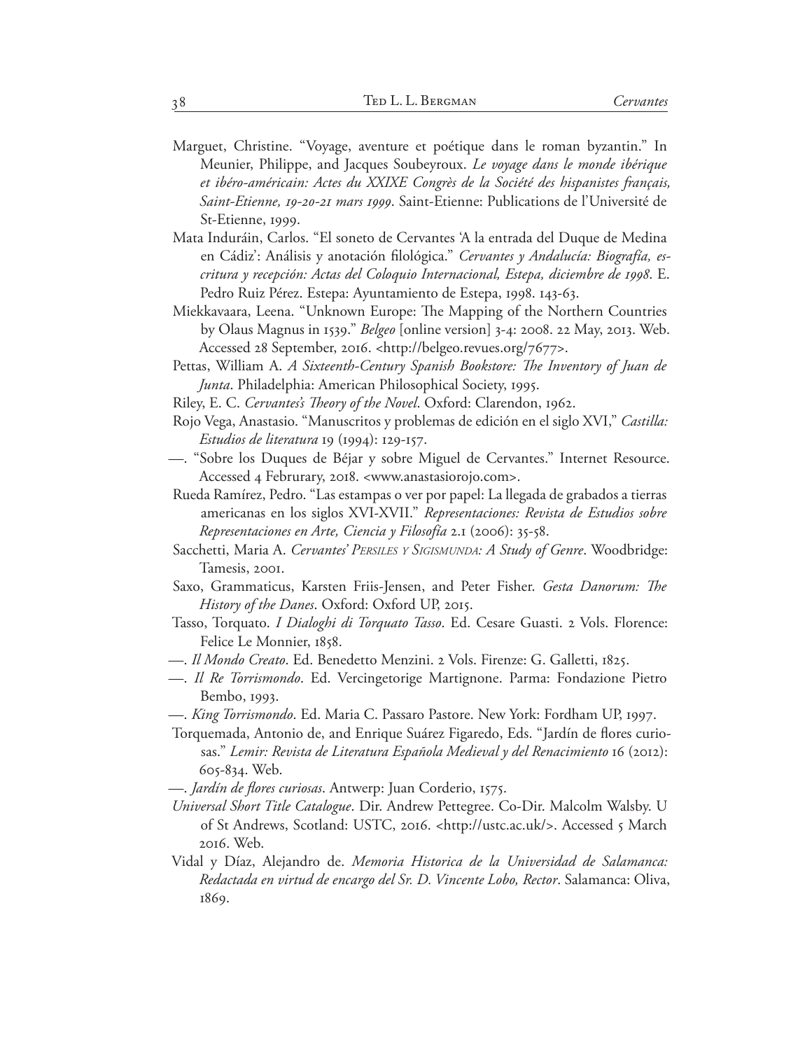Marguet, Christine. "Voyage, aventure et poétique dans le roman byzantin." In Meunier, Philippe, and Jacques Soubeyroux. *Le voyage dans le monde ibérique et ibéro-américain: Actes du XXIXE Congrès de la Société des hispanistes français, Saint-Etienne, 19-20-21 mars 1999*. Saint-Etienne: Publications de l'Université de St-Etienne, 1999.

Mata Induráin, Carlos. "El soneto de Cervantes 'A la entrada del Duque de Medina en Cádiz': Análisis y anotación filológica." *Cervantes y Andalucía: Biografía, escritura y recepción: Actas del Coloquio Internacional, Estepa, diciembre de 1998*. E. Pedro Ruiz Pérez. Estepa: Ayuntamiento de Estepa, 1998. 143-63.

Miekkavaara, Leena. "Unknown Europe: The Mapping of the Northern Countries by Olaus Magnus in 1539." *Belgeo* [online version] 3-4: 2008. 22 May, 2013. Web. Accessed 28 September, 2016. <http://belgeo.revues.org/7677>.

Pettas, William A. *A Sixteenth-Century Spanish Bookstore: The Inventory of Juan de Junta*. Philadelphia: American Philosophical Society, 1995.

Riley, E. C. *Cervantes's Theory of the Novel*. Oxford: Clarendon, 1962.

Rojo Vega, Anastasio. "Manuscritos y problemas de edición en el siglo XVI," *Castilla: Estudios de literatura* 19 (1994): 129-157.

—. "Sobre los Duques de Béjar y sobre Miguel de Cervantes." Internet Resource. Accessed 4 Februrary, 2018. <www.anastasiorojo.com>.

Rueda Ramírez, Pedro. "Las estampas o ver por papel: La llegada de grabados a tierras americanas en los siglos XVI-XVII." *Representaciones: Revista de Estudios sobre Representaciones en Arte, Ciencia y Filosofía* 2.1 (2006): 35-58.

Sacchetti, Maria A. *Cervantes' Persiles y Sigismunda: A Study of Genre*. Woodbridge: Tamesis, 2001.

Saxo, Grammaticus, Karsten Friis-Jensen, and Peter Fisher. *Gesta Danorum: The History of the Danes*. Oxford: Oxford UP, 2015.

Tasso, Torquato. *I Dialoghi di Torquato Tasso*. Ed. Cesare Guasti. 2 Vols. Florence: Felice Le Monnier, 1858.

—. *Il Mondo Creato*. Ed. Benedetto Menzini. 2 Vols. Firenze: G. Galletti, 1825.

—. *Il Re Torrismondo*. Ed. Vercingetorige Martignone. Parma: Fondazione Pietro Bembo, 1993.

—. *King Torrismondo*. Ed. Maria C. Passaro Pastore. New York: Fordham UP, 1997.

Torquemada, Antonio de, and Enrique Suárez Figaredo, Eds. "Jardín de flores curiosas." *Lemir: Revista de Literatura Española Medieval y del Renacimiento* 16 (2012): 605-834. Web.

—. *Jardín de flores curiosas*. Antwerp: Juan Corderio, 1575.

*Universal Short Title Catalogue*. Dir. Andrew Pettegree. Co-Dir. Malcolm Walsby. U of St Andrews, Scotland: USTC, 2016. <http://ustc.ac.uk/>. Accessed 5 March 2016. Web.

Vidal y Díaz, Alejandro de. *Memoria Historica de la Universidad de Salamanca: Redactada en virtud de encargo del Sr. D. Vincente Lobo, Rector*. Salamanca: Oliva, 1869.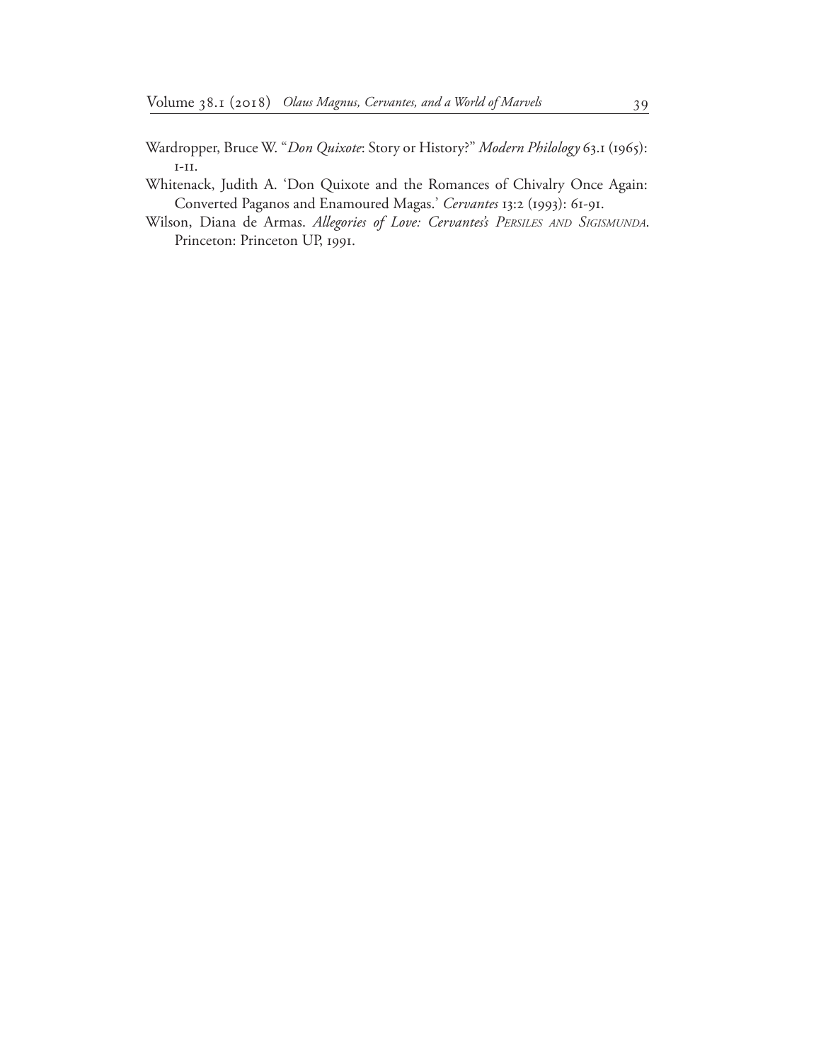Wardropper, Bruce W. "*Don Quixote*: Story or History?" *Modern Philology* 63.1 (1965): 1-11.

Whitenack, Judith A. 'Don Quixote and the Romances of Chivalry Once Again: Converted Paganos and Enamoured Magas.' *Cervantes* 13:2 (1993): 61-91.

Wilson, Diana de Armas. *Allegories of Love: Cervantes's Persiles and Sigismunda*. Princeton: Princeton UP, 1991.